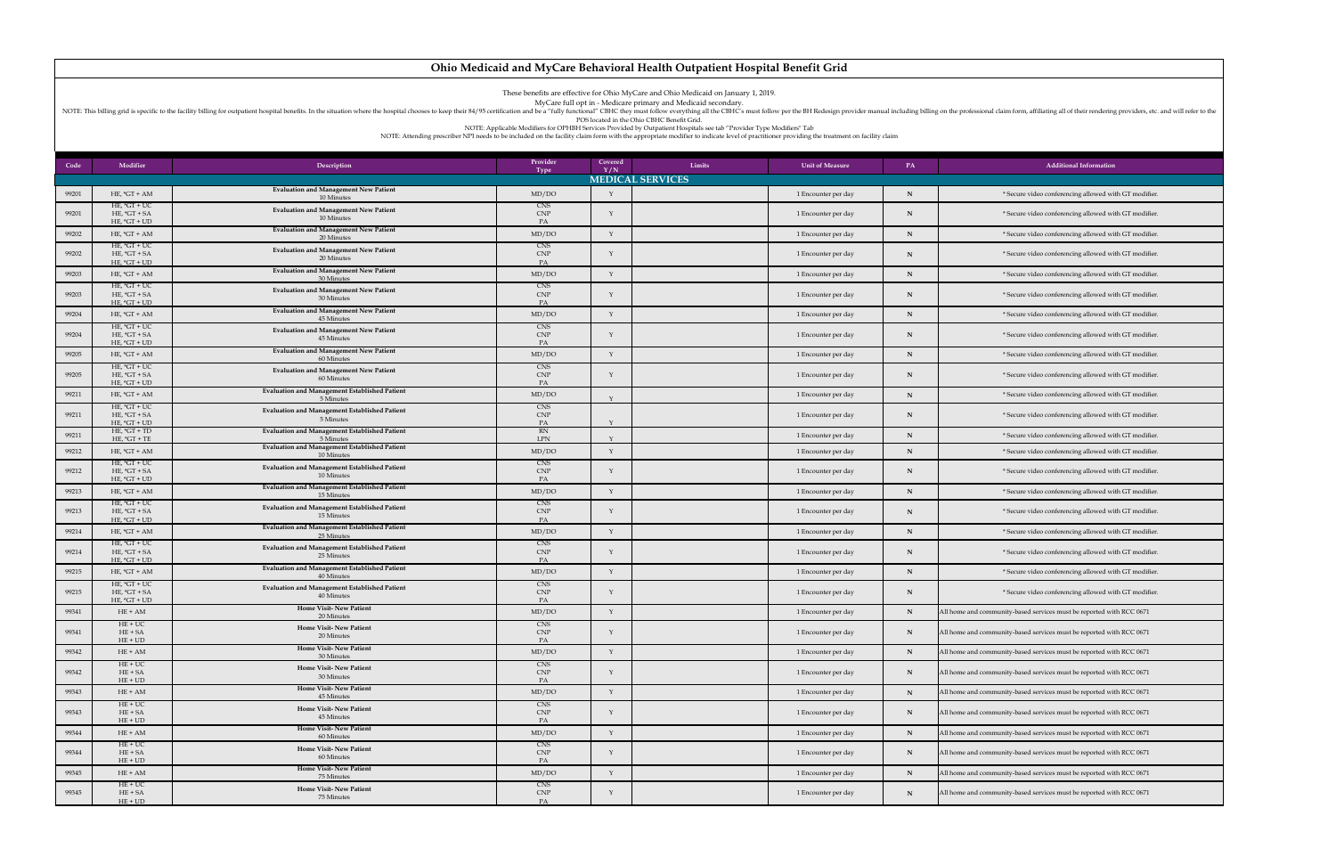# Ohio Medicaid and MyCare Behavioral Health Outpatient Hospital Benefit Grid

These benefits are effective for Ohio MyCare and Ohio Medicaid on January 1, 2019.

MyCare full opt in - Medicare primary and Medicaid secondary.

NOTE: This billing grid is specific to the facility billing for outpatient hospital benefits. In the situation where the hospital chooses to keep their 84/95 certification and be a "fully functional" CBHC they must follow everything all the CBHC's must follow per the BH Redesign provider manual including billing on the professional claim form, affiliating all of their rendering providers, etc. and will refer to the POS located in the Ohio CBHC Benefit Grid.

NOTE: Applicable Modifiers for OPHBH Services Provided by Outpatient Hospitals see tab "Provider Type Modifiers" Tab

NOTE: Attending prescriber NPI needs to be included on the facility claim form with the appropriate modifier to indicate level of practitioner providing the treatment on facility claim

| Code | Modifier | Description | Provider Type | Covered Y/N | Limits | Unit of Measure | PA | Additional Information |
|---|---|---|---|---|---|---|---|---|
| **MEDICAL SERVICES** | | | | | | | | |
| 99201 | HE, *GT + AM | **Evaluation and Management New Patient** 10 Minutes | MD/DO | Y | | 1 Encounter per day | N | * Secure video conferencing allowed with GT modifier. |
| 99201 | HE, *GT + UC<br>HE, *GT + SA<br>HE, *GT + UD | **Evaluation and Management New Patient** 10 Minutes | CNS<br>CNP<br>PA | Y | | 1 Encounter per day | N | * Secure video conferencing allowed with GT modifier. |
| 99202 | HE, *GT + AM | **Evaluation and Management New Patient** 20 Minutes | MD/DO | Y | | 1 Encounter per day | N | * Secure video conferencing allowed with GT modifier. |
| 99202 | HE, *GT + UC<br>HE, *GT + SA<br>HE, *GT + UD | **Evaluation and Management New Patient** 20 Minutes | CNS<br>CNP<br>PA | Y | | 1 Encounter per day | N | * Secure video conferencing allowed with GT modifier. |
| 99203 | HE, *GT + AM | **Evaluation and Management New Patient** 30 Minutes | MD/DO | Y | | 1 Encounter per day | N | * Secure video conferencing allowed with GT modifier. |
| 99203 | HE, *GT + UC<br>HE, *GT + SA<br>HE, *GT + UD | **Evaluation and Management New Patient** 30 Minutes | CNS<br>CNP<br>PA | Y | | 1 Encounter per day | N | * Secure video conferencing allowed with GT modifier. |
| 99204 | HE, *GT + AM | **Evaluation and Management New Patient** 45 Minutes | MD/DO | Y | | 1 Encounter per day | N | * Secure video conferencing allowed with GT modifier. |
| 99204 | HE, *GT + UC<br>HE, *GT + SA<br>HE, *GT + UD | **Evaluation and Management New Patient** 45 Minutes | CNS<br>CNP<br>PA | Y | | 1 Encounter per day | N | * Secure video conferencing allowed with GT modifier. |
| 99205 | HE, *GT + AM | **Evaluation and Management New Patient** 60 Minutes | MD/DO | Y | | 1 Encounter per day | N | * Secure video conferencing allowed with GT modifier. |
| 99205 | HE, *GT + UC<br>HE, *GT + SA<br>HE, *GT + UD | **Evaluation and Management New Patient** 60 Minutes | CNS<br>CNP<br>PA | Y | | 1 Encounter per day | N | * Secure video conferencing allowed with GT modifier. |
| 99211 | HE, *GT + AM | **Evaluation and Management Established Patient** 5 Minutes | MD/DO | Y | | 1 Encounter per day | N | * Secure video conferencing allowed with GT modifier. |
| 99211 | HE, *GT + UC<br>HE, *GT + SA<br>HE, *GT + UD | **Evaluation and Management Established Patient** 5 Minutes | CNS<br>CNP<br>PA | Y | | 1 Encounter per day | N | * Secure video conferencing allowed with GT modifier. |
| 99211 | HE, *GT + TD<br>HE, *GT + TE | **Evaluation and Management Established Patient** 5 Minutes | RN<br>LPN | Y | | 1 Encounter per day | N | * Secure video conferencing allowed with GT modifier. |
| 99212 | HE, *GT + AM | **Evaluation and Management Established Patient** 10 Minutes | MD/DO | Y | | 1 Encounter per day | N | * Secure video conferencing allowed with GT modifier. |
| 99212 | HE, *GT + UC<br>HE, *GT + SA<br>HE, *GT + UD | **Evaluation and Management Established Patient** 10 Minutes | CNS<br>CNP<br>PA | Y | | 1 Encounter per day | N | * Secure video conferencing allowed with GT modifier. |
| 99213 | HE, *GT + AM | **Evaluation and Management Established Patient** 15 Minutes | MD/DO | Y | | 1 Encounter per day | N | * Secure video conferencing allowed with GT modifier. |
| 99213 | HE, *GT + UC<br>HE, *GT + SA<br>HE, *GT + UD | **Evaluation and Management Established Patient** 15 Minutes | CNS<br>CNP<br>PA | Y | | 1 Encounter per day | N | * Secure video conferencing allowed with GT modifier. |
| 99214 | HE, *GT + AM | **Evaluation and Management Established Patient** 25 Minutes | MD/DO | Y | | 1 Encounter per day | N | * Secure video conferencing allowed with GT modifier. |
| 99214 | HE, *GT + UC<br>HE, *GT + SA<br>HE, *GT + UD | **Evaluation and Management Established Patient** 25 Minutes | CNS<br>CNP<br>PA | Y | | 1 Encounter per day | N | * Secure video conferencing allowed with GT modifier. |
| 99215 | HE, *GT + AM | **Evaluation and Management Established Patient** 40 Minutes | MD/DO | Y | | 1 Encounter per day | N | * Secure video conferencing allowed with GT modifier. |
| 99215 | HE, *GT + UC<br>HE, *GT + SA<br>HE, *GT + UD | **Evaluation and Management Established Patient** 40 Minutes | CNS<br>CNP<br>PA | Y | | 1 Encounter per day | N | * Secure video conferencing allowed with GT modifier. |
| 99341 | HE + AM | **Home Visit- New Patient** 20 Minutes | MD/DO | Y | | 1 Encounter per day | N | All home and community-based services must be reported with RCC 0671 |
| 99341 | HE + UC<br>HE + SA<br>HE + UD | **Home Visit- New Patient** 20 Minutes | CNS<br>CNP<br>PA | Y | | 1 Encounter per day | N | All home and community-based services must be reported with RCC 0671 |
| 99342 | HE + AM | **Home Visit- New Patient** 30 Minutes | MD/DO | Y | | 1 Encounter per day | N | All home and community-based services must be reported with RCC 0671 |
| 99342 | HE + UC<br>HE + SA<br>HE + UD | **Home Visit- New Patient** 30 Minutes | CNS<br>CNP<br>PA | Y | | 1 Encounter per day | N | All home and community-based services must be reported with RCC 0671 |
| 99343 | HE + AM | **Home Visit- New Patient** 45 Minutes | MD/DO | Y | | 1 Encounter per day | N | All home and community-based services must be reported with RCC 0671 |
| 99343 | HE + UC<br>HE + SA<br>HE + UD | **Home Visit- New Patient** 45 Minutes | CNS<br>CNP<br>PA | Y | | 1 Encounter per day | N | All home and community-based services must be reported with RCC 0671 |
| 99344 | HE + AM | **Home Visit- New Patient** 60 Minutes | MD/DO | Y | | 1 Encounter per day | N | All home and community-based services must be reported with RCC 0671 |
| 99344 | HE + UC<br>HE + SA<br>HE + UD | **Home Visit- New Patient** 60 Minutes | CNS<br>CNP<br>PA | Y | | 1 Encounter per day | N | All home and community-based services must be reported with RCC 0671 |
| 99345 | HE + AM | **Home Visit- New Patient** 75 Minutes | MD/DO | Y | | 1 Encounter per day | N | All home and community-based services must be reported with RCC 0671 |
| 99345 | HE + UC<br>HE + SA<br>HE + UD | **Home Visit- New Patient** 75 Minutes | CNS<br>CNP<br>PA | Y | | 1 Encounter per day | N | All home and community-based services must be reported with RCC 0671 |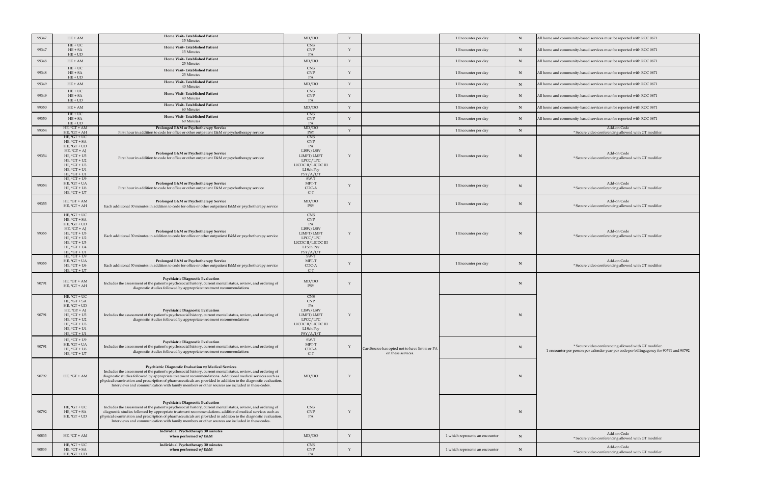| | | | | | | | | |
|---|---|---|---|---|---|---|---|---|
| 99347 | HE + AM | **Home Visit- Established Patient** 15 Minutes | MD/DO | Y | | 1 Encounter per day | N | All home and community-based services must be reported with RCC 0671 |
| 99347 | HE + UC HE + SA HE + UD | **Home Visit- Established Patient** 15 Minutes | CNS CNP PA | Y | | 1 Encounter per day | N | All home and community-based services must be reported with RCC 0671 |
| 99348 | HE + AM | **Home Visit- Established Patient** 25 Minutes | MD/DO | Y | | 1 Encounter per day | N | All home and community-based services must be reported with RCC 0671 |
| 99348 | HE + UC HE + SA HE + UD | **Home Visit- Established Patient** 25 Minutes | CNS CNP PA | Y | | 1 Encounter per day | N | All home and community-based services must be reported with RCC 0671 |
| 99349 | HE + AM | **Home Visit- Established Patient** 40 Minutes | MD/DO | Y | | 1 Encounter per day | N | All home and community-based services must be reported with RCC 0671 |
| 99349 | HE + UC HE + SA HE + UD | **Home Visit- Established Patient** 40 Minutes | CNS CNP PA | Y | | 1 Encounter per day | N | All home and community-based services must be reported with RCC 0671 |
| 99350 | HE + AM | **Home Visit- Established Patient** 60 Minutes | MD/DO | Y | | 1 Encounter per day | N | All home and community-based services must be reported with RCC 0671 |
| 99350 | HE + UC HE + SA HE + UD | **Home Visit- Established Patient** 60 Minutes | CNS CNP PA | Y | | 1 Encounter per day | N | All home and community-based services must be reported with RCC 0671 |
| 99354 | HE, *GT + AM HE, *GT + AH | **Prolonged E&M or Psychotherapy Service** First hour in addition to code for office or other outpatient E&M or psychotherapy service | MD/DO PSY | Y | | 1 Encounter per day | N | Add-on Code * Secure video conferencing allowed with GT modifier. |
| 99354 | HE, *GT + UC HE, *GT + SA HE, *GT + UD HE, *GT + AJ HE, *GT + U5 HE, *GT + U2 HE, *GT + U3 HE, *GT + U4 HE, *GT + U1 | **Prolonged E&M or Psychotherapy Service** First hour in addition to code for office or other outpatient E&M or psychotherapy service | CNS CNP PA LISW/LSW LIMFT/LMFT LPCC/LPC LICDC II/LICDC III LI Sch Psy PSY/A/I/T | Y | | 1 Encounter per day | N | Add-on Code * Secure video conferencing allowed with GT modifier. |
| 99354 | HE, *GT + U9 HE, *GT + UA HE, *GT + U6 HE, *GT + U7 | **Prolonged E&M or Psychotherapy Service** First hour in addition to code for office or other outpatient E&M or psychotherapy service | SW-T MFT-T CDC-A C-T | Y | | 1 Encounter per day | N | Add-on Code * Secure video conferencing allowed with GT modifier. |
| 99355 | HE, *GT + AM HE, *GT + AH | **Prolonged E&M or Psychotherapy Service** Each additional 30 minutes in addition to code for office or other outpatient E&M or psychotherapy service | MD/DO PSY | Y | | 1 Encounter per day | N | Add-on Code * Secure video conferencing allowed with GT modifier. |
| 99355 | HE, *GT + UC HE, *GT + SA HE, *GT + UD HE, *GT + AJ HE, *GT + U5 HE, *GT + U2 HE, *GT + U3 HE, *GT + U4 HE, *GT + U1 | **Prolonged E&M or Psychotherapy Service** Each additional 30 minutes in addition to code for office or other outpatient E&M or psychotherapy service | CNS CNP PA LISW/LSW LIMFT/LMFT LPCC/LPC LICDC II/LICDC III LI Sch Psy PSY/A/I/T | Y | | 1 Encounter per day | N | Add-on Code * Secure video conferencing allowed with GT modifier. |
| 99355 | HE, *GT + U9 HE, *GT + UA HE, *GT + U6 HE, *GT + U7 | **Prolonged E&M or Psychotherapy Service** Each additional 30 minutes in addition to code for office or other outpatient E&M or psychotherapy service | SW-T MFT-T CDC-A C-T | Y | | 1 Encounter per day | N | Add-on Code * Secure video conferencing allowed with GT modifier. |
| 90791 | HE, *GT + AM HE, *GT + AH | **Psychiatric Diagnostic Evaluation** Includes the assessment of the patient's psychosocial history, current mental status, review, and ordering of diagnostic studies followed by appropriate treatment recommendations | MD/DO PSY | Y | | | N | |
| 90791 | HE, *GT + UC HE, *GT + SA HE, *GT + UD HE, *GT + AJ HE, *GT + U5 HE, *GT + U2 HE, *GT + U3 HE, *GT + U4 HE, *GT + U1 | **Psychiatric Diagnostic Evaluation** Includes the assessment of the patient's psychosocial history, current mental status, review, and ordering of diagnostic studies followed by appropriate treatment recommendations | CNS CNP PA LISW/LSW LIMFT/LMFT LPCC/LPC LICDC II/LICDC III LI Sch Psy PSY/A/I/T | Y | | | N | |
| 90791 | HE, *GT + U9 HE, *GT + UA HE, *GT + U6 HE, *GT + U7 | **Psychiatric Diagnostic Evaluation** Includes the assessment of the patient's psychosocial history, current mental status, review, and ordering of diagnostic studies followed by appropriate treatment recommendations | SW-T MFT-T CDC-A C-T | Y | CareSource has opted not to have limits or PA on these services. | | N | * Secure video conferencing allowed with GT modifier. 1 encounter per person per calender year per code per billingagency for 90791 and 90792 |
| 90792 | HE, *GT + AM | **Psychiatric Diagnostic Evaluation w/ Medical Services** Includes the assessment of the patient's psychosocial history, current mental status, review, and ordering of diagnostic studies followed by appropriate treatment recommendations. Additional medical services such as physical examination and prescription of pharmaceuticals are provided in addition to the diagnostic evaluation. Interviews and communication with family members or other sources are included in these codes. | MD/DO | Y | | | N | |
| 90792 | HE, *GT + UC HE, *GT + SA HE, *GT + UD | **Psychiatric Diagnostic Evaluation** Includes the assessment of the patient's psychosocial history, current mental status, review, and ordering of diagnostic studies followed by appropriate treatment recommendations. additional medical services such as physical examination and prescription of pharmaceuticals are provided in addition to the diagnostic evaluation. Interviews and communication with family members or other sources are included in these codes. | CNS CNP PA | Y | | | N | |
| 90833 | HE, *GT + AM | **Individual Psychotherapy 30 minutes when performed w/ E&M** | MD/DO | Y | | 1 which represents an encounter | N | Add-on Code * Secure video conferencing allowed with GT modifier. |
| 90833 | HE, *GT + UC HE, *GT + SA HE, *GT + UD | **Individual Psychotherapy 30 minutes when performed w/ E&M** | CNS CNP PA | Y | | 1 which represents an encounter | N | Add-on Code * Secure video conferencing allowed with GT modifier. |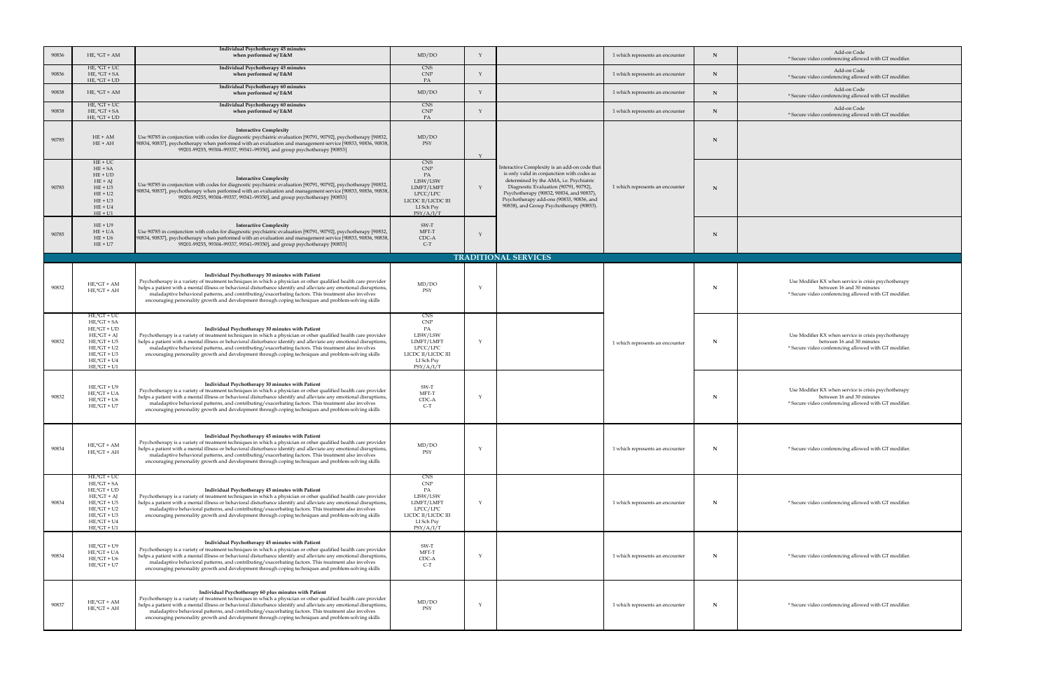| 90836 | HE, *GT + AM | **Individual Psychotherapy 45 minutes when performed w/ E&M** | MD/DO | Y | | 1 which represents an encounter | N | Add-on Code * Secure video conferencing allowed with GT modifier. |
|---|---|---|---|---|---|---|---|---|
| 90836 | HE, *GT + UC<br>HE, *GT + SA<br>HE, *GT + UD | **Individual Psychotherapy 45 minutes when performed w/ E&M** | CNS<br>CNP<br>PA | Y | | 1 which represents an encounter | N | Add-on Code * Secure video conferencing allowed with GT modifier. |
| 90838 | HE, *GT + AM | **Individual Psychotherapy 60 minutes when performed w/ E&M** | MD/DO | Y | | 1 which represents an encounter | N | Add-on Code * Secure video conferencing allowed with GT modifier. |
| 90838 | HE, *GT + UC<br>HE, *GT + SA<br>HE, *GT + UD | **Individual Psychotherapy 60 minutes when performed w/ E&M** | CNS<br>CNP<br>PA | Y | | 1 which represents an encounter | N | Add-on Code * Secure video conferencing allowed with GT modifier. |
| 90785 | HE + AM<br>HE + AH | **Interactive Complexity** Use 90785 in conjunction with codes for diagnostic psychiatric evaluation [90791, 90792], psychotherapy [90832, 90834, 90837], psychotherapy when performed with an evaluation and management service [90833, 90836, 90838, 99201-99255, 99304-99337, 99341-99350], and group psychotherapy [90853] | MD/DO<br>PSY | Y | Interactive Complexity is an add-on code that is only valid in conjunction with codes as determined by the AMA, i.e. Psychiatric Diagnostic Evaluation (90791, 90792), Psychotherapy (90832, 90834, and 90837), Psychotherapy add-ons (90833, 90836, and 90838), and Group Psychotherapy (90853). | 1 which represents an encounter | N | |
| 90785 | HE + UC<br>HE + SA<br>HE + UD<br>HE + AJ<br>HE + U5<br>HE + U2<br>HE + U3<br>HE + U4<br>HE + U1 | **Interactive Complexity** Use 90785 in conjunction with codes for diagnostic psychiatric evaluation [90791, 90792], psychotherapy [90832, 90834, 90837], psychotherapy when performed with an evaluation and management service [90833, 90836, 90838, 99201-99255, 99304-99337, 99341-99350], and group psychotherapy [90853] | CNS<br>CNP<br>PA<br>LISW/LSW<br>LIMFT/LMFT<br>LPCC/LPC<br>LICDC II/LICDC III<br>LI Sch Psy<br>PSY/A/I/T | Y | | | N | |
| 90785 | HE + U9<br>HE + UA<br>HE + U6<br>HE + U7 | **Interactive Complexity** Use 90785 in conjunction with codes for diagnostic psychiatric evaluation [90791, 90792], psychotherapy [90832, 90834, 90837], psychotherapy when performed with an evaluation and management service [90833, 90836, 90838, 99201-99255, 99304-99337, 99341-99350], and group psychotherapy [90853] | SW-T<br>MFT-T<br>CDC-A<br>C-T | Y | | | N | |
| | | | | | **TRADITIONAL SERVICES** | | | |
| 90832 | HE,*GT + AM<br>HE,*GT + AH | **Individual Psychotherapy 30 minutes with Patient** Psychotherapy is a variety of treatment techniques in which a physician or other qualified health care provider helps a patient with a mental illness or behavioral disturbance identify and alleviate any emotional disruptions, maladaptive behavioral patterns, and contributing/exacerbating factors. This treatment also involves encouraging personality growth and development through coping techniques and problem-solving skills | MD/DO<br>PSY | Y | | 1 which represents an encounter | N | Use Modifier KX when service is crisis psychotherapy between 16 and 30 minutes * Secure video conferencing allowed with GT modifier. |
| 90832 | HE,*GT + UC<br>HE,*GT + SA<br>HE,*GT + UD<br>HE,*GT + AJ<br>HE,*GT + U5<br>HE,*GT + U2<br>HE,*GT + U3<br>HE,*GT + U4<br>HE,*GT + U1 | **Individual Psychotherapy 30 minutes with Patient** Psychotherapy is a variety of treatment techniques in which a physician or other qualified health care provider helps a patient with a mental illness or behavioral disturbance identify and alleviate any emotional disruptions, maladaptive behavioral patterns, and contributing/exacerbating factors. This treatment also involves encouraging personality growth and development through coping techniques and problem-solving skills | CNS<br>CNP<br>PA<br>LISW/LSW<br>LIMFT/LMFT<br>LPCC/LPC<br>LICDC II/LICDC III<br>LI Sch Psy<br>PSY/A/I/T | Y | | | N | Use Modifier KX when service is crisis psychotherapy between 16 and 30 minutes * Secure video conferencing allowed with GT modifier. |
| 90832 | HE,*GT + U9<br>HE,*GT + UA<br>HE,*GT + U6<br>HE,*GT + U7 | **Individual Psychotherapy 30 minutes with Patient** Psychotherapy is a variety of treatment techniques in which a physician or other qualified health care provider helps a patient with a mental illness or behavioral disturbance identify and alleviate any emotional disruptions, maladaptive behavioral patterns, and contributing/exacerbating factors. This treatment also involves encouraging personality growth and development through coping techniques and problem-solving skills | SW-T<br>MFT-T<br>CDC-A<br>C-T | Y | | | N | Use Modifier KX when service is crisis psychotherapy between 16 and 30 minutes * Secure video conferencing allowed with GT modifier. |
| 90834 | HE,*GT + AM<br>HE,*GT + AH | **Individual Psychotherapy 45 minutes with Patient** Psychotherapy is a variety of treatment techniques in which a physician or other qualified health care provider helps a patient with a mental illness or behavioral disturbance identify and alleviate any emotional disruptions, maladaptive behavioral patterns, and contributing/exacerbating factors. This treatment also involves encouraging personality growth and development through coping techniques and problem-solving skills | MD/DO<br>PSY | Y | | 1 which represents an encounter | N | * Secure video conferencing allowed with GT modifier. |
| 90834 | HE,*GT + UC<br>HE,*GT + SA<br>HE,*GT + UD<br>HE,*GT + AJ<br>HE,*GT + U5<br>HE,*GT + U2<br>HE,*GT + U3<br>HE,*GT + U4<br>HE,*GT + U1 | **Individual Psychotherapy 45 minutes with Patient** Psychotherapy is a variety of treatment techniques in which a physician or other qualified health care provider helps a patient with a mental illness or behavioral disturbance identify and alleviate any emotional disruptions, maladaptive behavioral patterns, and contributing/exacerbating factors. This treatment also involves encouraging personality growth and development through coping techniques and problem-solving skills | CNS<br>CNP<br>PA<br>LISW/LSW<br>LIMFT/LMFT<br>LPCC/LPC<br>LICDC II/LICDC III<br>LI Sch Psy<br>PSY/A/I/T | Y | | 1 which represents an encounter | N | * Secure video conferencing allowed with GT modifier. |
| 90834 | HE,*GT + U9<br>HE,*GT + UA<br>HE,*GT + U6<br>HE,*GT + U7 | **Individual Psychotherapy 45 minutes with Patient** Psychotherapy is a variety of treatment techniques in which a physician or other qualified health care provider helps a patient with a mental illness or behavioral disturbance identify and alleviate any emotional disruptions, maladaptive behavioral patterns, and contributing/exacerbating factors. This treatment also involves encouraging personality growth and development through coping techniques and problem-solving skills | SW-T<br>MFT-T<br>CDC-A<br>C-T | Y | | 1 which represents an encounter | N | * Secure video conferencing allowed with GT modifier. |
| 90837 | HE,*GT + AM<br>HE,*GT + AH | **Individual Psychotherapy 60 plus minutes with Patient** Psychotherapy is a variety of treatment techniques in which a physician or other qualified health care provider helps a patient with a mental illness or behavioral disturbance identify and alleviate any emotional disruptions, maladaptive behavioral patterns, and contributing/exacerbating factors. This treatment also involves encouraging personality growth and development through coping techniques and problem-solving skills | MD/DO<br>PSY | Y | | 1 which represents an encounter | N | * Secure video conferencing allowed with GT modifier. |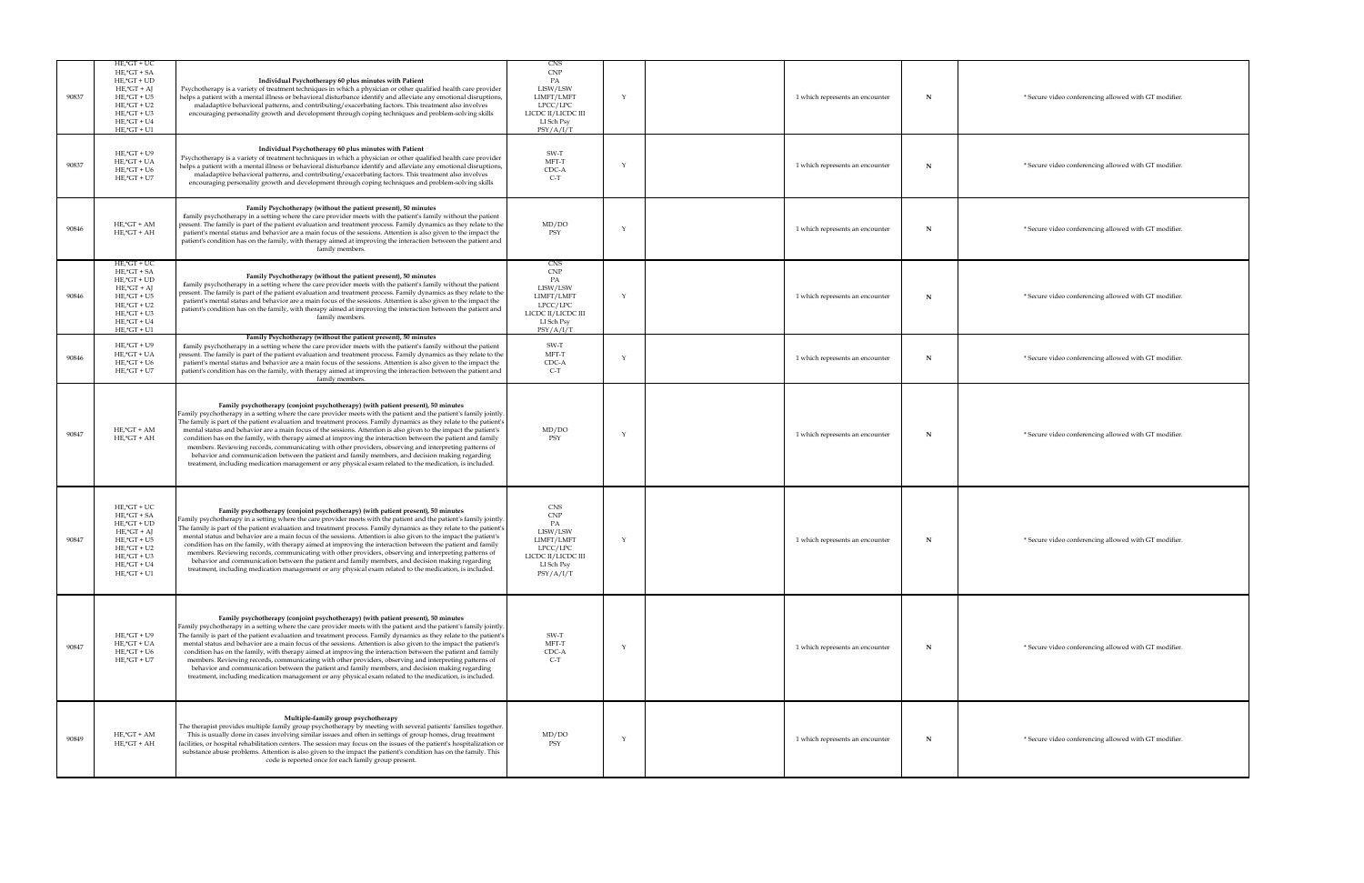| | | | | | | | | |
|---|---|---|---|---|---|---|---|---|
| 90837 | HE,*GT + UC<br>HE,*GT + SA<br>HE,*GT + UD<br>HE,*GT + AJ<br>HE,*GT + U5<br>HE,*GT + U2<br>HE,*GT + U3<br>HE,*GT + U4<br>HE,*GT + U1 | **Individual Psychotherapy 60 plus minutes with Patient**<br>Psychotherapy is a variety of treatment techniques in which a physician or other qualified health care provider helps a patient with a mental illness or behavioral disturbance identify and alleviate any emotional disruptions, maladaptive behavioral patterns, and contributing/exacerbating factors. This treatment also involves encouraging personality growth and development through coping techniques and problem-solving skills | CNS<br>CNP<br>PA<br>LISW/LSW<br>LIMFT/LMFT<br>LPCC/LPC<br>LICDC II/LICDC III<br>LI Sch Psy<br>PSY/A/I/T | Y | | 1 which represents an encounter | N | * Secure video conferencing allowed with GT modifier. |
| 90837 | HE,*GT + U9<br>HE,*GT + UA<br>HE,*GT + U6<br>HE,*GT + U7 | **Individual Psychotherapy 60 plus minutes with Patient**<br>Psychotherapy is a variety of treatment techniques in which a physician or other qualified health care provider helps a patient with a mental illness or behavioral disturbance identify and alleviate any emotional disruptions, maladaptive behavioral patterns, and contributing/exacerbating factors. This treatment also involves encouraging personality growth and development through coping techniques and problem-solving skills | SW-T<br>MFT-T<br>CDC-A<br>C-T | Y | | 1 which represents an encounter | N | * Secure video conferencing allowed with GT modifier. |
| 90846 | HE,*GT + AM<br>HE,*GT + AH | **Family Psychotherapy (without the patient present), 50 minutes**<br>family psychotherapy in a setting where the care provider meets with the patient's family without the patient present. The family is part of the patient evaluation and treatment process. Family dynamics as they relate to the patient's mental status and behavior are a main focus of the sessions. Attention is also given to the impact the patient's condition has on the family, with therapy aimed at improving the interaction between the patient and family members. | MD/DO<br>PSY | Y | | 1 which represents an encounter | N | * Secure video conferencing allowed with GT modifier. |
| 90846 | HE,*GT + UC<br>HE,*GT + SA<br>HE,*GT + UD<br>HE,*GT + AJ<br>HE,*GT + U5<br>HE,*GT + U2<br>HE,*GT + U3<br>HE,*GT + U4<br>HE,*GT + U1 | **Family Psychotherapy (without the patient present), 50 minutes**<br>family psychotherapy in a setting where the care provider meets with the patient's family without the patient present. The family is part of the patient evaluation and treatment process. Family dynamics as they relate to the patient's mental status and behavior are a main focus of the sessions. Attention is also given to the impact the patient's condition has on the family, with therapy aimed at improving the interaction between the patient and family members. | CNS<br>CNP<br>PA<br>LISW/LSW<br>LIMFT/LMFT<br>LPCC/LPC<br>LICDC II/LICDC III<br>LI Sch Psy<br>PSY/A/I/T | Y | | 1 which represents an encounter | N | * Secure video conferencing allowed with GT modifier. |
| 90846 | HE,*GT + U9<br>HE,*GT + UA<br>HE,*GT + U6<br>HE,*GT + U7 | **Family Psychotherapy (without the patient present), 50 minutes**<br>family psychotherapy in a setting where the care provider meets with the patient's family without the patient present. The family is part of the patient evaluation and treatment process. Family dynamics as they relate to the patient's mental status and behavior are a main focus of the sessions. Attention is also given to the impact the patient's condition has on the family, with therapy aimed at improving the interaction between the patient and family members. | SW-T<br>MFT-T<br>CDC-A<br>C-T | Y | | 1 which represents an encounter | N | * Secure video conferencing allowed with GT modifier. |
| 90847 | HE,*GT + AM<br>HE,*GT + AH | **Family psychotherapy (conjoint psychotherapy) (with patient present), 50 minutes**<br>Family psychotherapy in a setting where the care provider meets with the patient and the patient's family jointly. The family is part of the patient evaluation and treatment process. Family dynamics as they relate to the patient's mental status and behavior are a main focus of the sessions. Attention is also given to the impact the patient's condition has on the family, with therapy aimed at improving the interaction between the patient and family members. Reviewing records, communicating with other providers, observing and interpreting patterns of behavior and communication between the patient and family members, and decision making regarding treatment, including medication management or any physical exam related to the medication, is included. | MD/DO<br>PSY | Y | | 1 which represents an encounter | N | * Secure video conferencing allowed with GT modifier. |
| 90847 | HE,*GT + UC<br>HE,*GT + SA<br>HE,*GT + UD<br>HE,*GT + AJ<br>HE,*GT + U5<br>HE,*GT + U2<br>HE,*GT + U3<br>HE,*GT + U4<br>HE,*GT + U1 | **Family psychotherapy (conjoint psychotherapy) (with patient present), 50 minutes**<br>Family psychotherapy in a setting where the care provider meets with the patient and the patient's family jointly. The family is part of the patient evaluation and treatment process. Family dynamics as they relate to the patient's mental status and behavior are a main focus of the sessions. Attention is also given to the impact the patient's condition has on the family, with therapy aimed at improving the interaction between the patient and family members. Reviewing records, communicating with other providers, observing and interpreting patterns of behavior and communication between the patient and family members, and decision making regarding treatment, including medication management or any physical exam related to the medication, is included. | CNS<br>CNP<br>PA<br>LISW/LSW<br>LIMFT/LMFT<br>LPCC/LPC<br>LICDC II/LICDC III<br>LI Sch Psy<br>PSY/A/I/T | Y | | 1 which represents an encounter | N | * Secure video conferencing allowed with GT modifier. |
| 90847 | HE,*GT + U9<br>HE,*GT + UA<br>HE,*GT + U6<br>HE,*GT + U7 | **Family psychotherapy (conjoint psychotherapy) (with patient present), 50 minutes**<br>Family psychotherapy in a setting where the care provider meets with the patient and the patient's family jointly. The family is part of the patient evaluation and treatment process. Family dynamics as they relate to the patient's mental status and behavior are a main focus of the sessions. Attention is also given to the impact the patient's condition has on the family, with therapy aimed at improving the interaction between the patient and family members. Reviewing records, communicating with other providers, observing and interpreting patterns of behavior and communication between the patient and family members, and decision making regarding treatment, including medication management or any physical exam related to the medication, is included. | SW-T<br>MFT-T<br>CDC-A<br>C-T | Y | | 1 which represents an encounter | N | * Secure video conferencing allowed with GT modifier. |
| 90849 | HE,*GT + AM<br>HE,*GT + AH | **Multiple-family group psychotherapy**<br>The therapist provides multiple family group psychotherapy by meeting with several patients' families together. This is usually done in cases involving similar issues and often in settings of group homes, drug treatment facilities, or hospital rehabilitation centers. The session may focus on the issues of the patient's hospitalization or substance abuse problems. Attention is also given to the impact the patient's condition has on the family. This code is reported once for each family group present. | MD/DO<br>PSY | Y | | 1 which represents an encounter | N | * Secure video conferencing allowed with GT modifier. |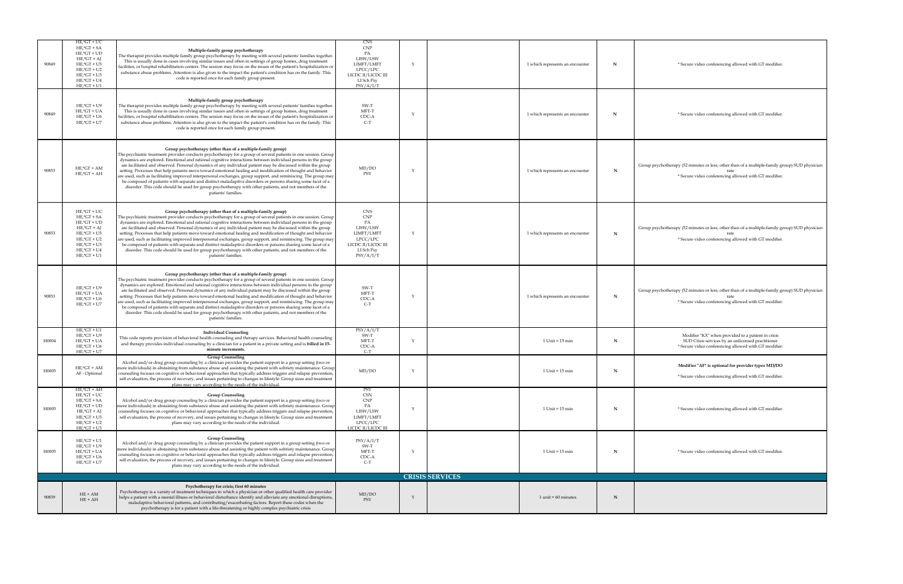| 90849 | HE,*GT + UC<br>HE,*GT + SA<br>HE,*GT + UD<br>HE,*GT + AJ<br>HE,*GT + U5<br>HE,*GT + U2<br>HE,*GT + U3<br>HE,*GT + U4<br>HE,*GT + U1 | **Multiple-family group psychotherapy**<br>The therapist provides multiple family group psychotherapy by meeting with several patients' families together. This is usually done in cases involving similar issues and often in settings of group homes, drug treatment facilities, or hospital rehabilitation centers. The session may focus on the issues of the patient's hospitalization or substance abuse problems. Attention is also given to the impact the patient's condition has on the family. This code is reported once for each family group present. | CNS<br>CNP<br>PA<br>LISW/LSW<br>LIMFT/LMFT<br>LPCC/LPC<br>LICDC II/LICDC III<br>LI Sch Psy<br>PSY/A/I/T | Y | | 1 which represents an encounter | N | * Secure video conferencing allowed with GT modifier. |
|---|---|---|---|---|---|---|---|---|
| 90849 | HE,*GT + U9<br>HE,*GT + UA<br>HE,*GT + U6<br>HE,*GT + U7 | **Multiple-family group psychotherapy**<br>The therapist provides multiple family group psychotherapy by meeting with several patients' families together. This is usually done in cases involving similar issues and often in settings of group homes, drug treatment facilities, or hospital rehabilitation centers. The session may focus on the issues of the patient's hospitalization or substance abuse problems. Attention is also given to the impact the patient's condition has on the family. This code is reported once for each family group present. | SW-T<br>MFT-T<br>CDC-A<br>C-T | Y | | 1 which represents an encounter | N | * Secure video conferencing allowed with GT modifier. |
| 90853 | HE,*GT + AM<br>HE,*GT + AH | **Group psychotherapy (other than of a multiple-family group)**<br>The psychiatric treatment provider conducts psychotherapy for a group of several patients in one session. Group dynamics are explored. Emotional and rational cognitive interactions between individual persons in the group are facilitated and observed. Personal dynamics of any individual patient may be discussed within the group setting. Processes that help patients move toward emotional healing and modification of thought and behavior are used, such as facilitating improved interpersonal exchanges, group support, and reminiscing. The group may be composed of patients with separate and distinct maladaptive disorders or persons sharing some facet of a disorder. This code should be used for group psychotherapy with other patients, and not members of the patients' families. | MD/DO<br>PSY | Y | | 1 which represents an encounter | N | Group psychotherapy (52 minutes or less; other than of a multiple-family group) SUD physician rate<br>* Secure video conferencing allowed with GT modifier. |
| 90853 | HE,*GT + UC<br>HE,*GT + SA<br>HE,*GT + UD<br>HE,*GT + AJ<br>HE,*GT + U5<br>HE,*GT + U2<br>HE,*GT + U3<br>HE,*GT + U4<br>HE,*GT + U1 | **Group psychotherapy (other than of a multiple-family group)**<br>The psychiatric treatment provider conducts psychotherapy for a group of several patients in one session. Group dynamics are explored. Emotional and rational cognitive interactions between individual persons in the group are facilitated and observed. Personal dynamics of any individual patient may be discussed within the group setting. Processes that help patients move toward emotional healing and modification of thought and behavior are used, such as facilitating improved interpersonal exchanges, group support, and reminiscing. The group may be composed of patients with separate and distinct maladaptive disorders or persons sharing some facet of a disorder. This code should be used for group psychotherapy with other patients, and not members of the patients' families. | CNS<br>CNP<br>PA<br>LISW/LSW<br>LIMFT/LMFT<br>LPCC/LPC<br>LICDC II/LICDC III<br>LI Sch Psy<br>PSY/A/I/T | Y | | 1 which represents an encounter | N | Group psychotherapy (52 minutes or less; other than of a multiple-family group) SUD physician rate<br>* Secure video conferencing allowed with GT modifier. |
| 90853 | HE,*GT + U9<br>HE,*GT + UA<br>HE,*GT + U6<br>HE,*GT + U7 | **Group psychotherapy (other than of a multiple-family group)**<br>The psychiatric treatment provider conducts psychotherapy for a group of several patients in one session. Group dynamics are explored. Emotional and rational cognitive interactions between individual persons in the group are facilitated and observed. Personal dynamics of any individual patient may be discussed within the group setting. Processes that help patients move toward emotional healing and modification of thought and behavior are used, such as facilitating improved interpersonal exchanges, group support, and reminiscing. The group may be composed of patients with separate and distinct maladaptive disorders or persons sharing some facet of a disorder. This code should be used for group psychotherapy with other patients, and not members of the patients' families. | SW-T<br>MFT-T<br>CDC-A<br>C-T | Y | | 1 which represents an encounter | N | Group psychotherapy (52 minutes or less; other than of a multiple-family group) SUD physician rate<br>* Secure video conferencing allowed with GT modifier. |
| H0004 | HE,*GT + U1<br>HE,*GT + U9<br>HE,*GT + UA<br>HE,*GT + U6<br>HE,*GT + U7 | **Individual Counseling**<br>This code reports provision of behavioral health counseling and therapy services. Behavioral health counseling and therapy provides individual counseling by a clinician for a patient in a private setting and is **billed in 15-minute increments.** | PSY/A/I/T<br>SW-T<br>MFT-T<br>CDC-A<br>C-T | Y | | 1 Unit = 15 min | N | Modifier "KX" when provided to a patient in crisis<br>SUD Crisis services by an unlicensed practitioner<br>* Secure video conferencing allowed with GT modifier. |
| H0005 | HE,*GT + AM<br>AF - Optional | **Group Counseling**<br>Alcohol and/or drug group counseling by a clinician provides the patient support in a group setting (two or more individuals) in abstaining from substance abuse and assisting the patient with sobriety maintenance. Group counseling focuses on cognitive or behavioral approaches that typically address triggers and relapse prevention, self evaluation, the process of recovery, and issues pertaining to changes in lifestyle. Group sizes and treatment plans may vary according to the needs of the individual. | MD/DO | Y | | 1 Unit = 15 min | N | **Modifier "AF" is optional for provider types MD/DO**<br>* Secure video conferencing allowed with GT modifier. |
| H0005 | HE,*GT + AH<br>HE,*GT + UC<br>HE,*GT + SA<br>HE,*GT + UD<br>HE,*GT + AJ<br>HE,*GT + U5<br>HE,*GT + U2<br>HE,*GT + U3 | **Group Counseling**<br>Alcohol and/or drug group counseling by a clinician provides the patient support in a group setting (two or more individuals) in abstaining from substance abuse and assisting the patient with sobriety maintenance. Group counseling focuses on cognitive or behavioral approaches that typically address triggers and relapse prevention, self evaluation, the process of recovery, and issues pertaining to changes in lifestyle. Group sizes and treatment plans may vary according to the needs of the individual. | PSY<br>CSN<br>CNP<br>PA<br>LISW/LSW<br>LIMFT/LMFT<br>LPCC/LPC<br>LICDC II/LICDC III | Y | | 1 Unit = 15 min | N | * Secure video conferencing allowed with GT modifier. |
| H0005 | HE,*GT + U1<br>HE,*GT + U9<br>HE,*GT + UA<br>HE,*GT + U6<br>HE,*GT + U7 | **Group Counseling**<br>Alcohol and/or drug group counseling by a clinician provides the patient support in a group setting (two or more individuals) in abstaining from substance abuse and assisting the patient with sobriety maintenance. Group counseling focuses on cognitive or behavioral approaches that typically address triggers and relapse prevention, self evaluation, the process of recovery, and issues pertaining to changes in lifestyle. Group sizes and treatment plans may vary according to the needs of the individual. | PSY/A/I/T<br>SW-T<br>MFT-T<br>CDC-A<br>C-T | Y | | 1 Unit = 15 min | N | * Secure video conferencing allowed with GT modifier. |
| | | | | | **CRISIS SERVICES** | | | |
| 90839 | HE + AM<br>HE + AH | **Psychotherapy for crisis; first 60 minutes**<br>Psychotherapy is a variety of treatment techniques in which a physician or other qualified health care provider helps a patient with a mental illness or behavioral disturbance identify and alleviate any emotional disruptions, maladaptive behavioral patterns, and contributing/exacerbating factors. Report these codes when the psychotherapy is for a patient with a life-threatening or highly complex psychiatric crisis | MD/DO<br>PSY | Y | | 1 unit = 60 minutes | N | |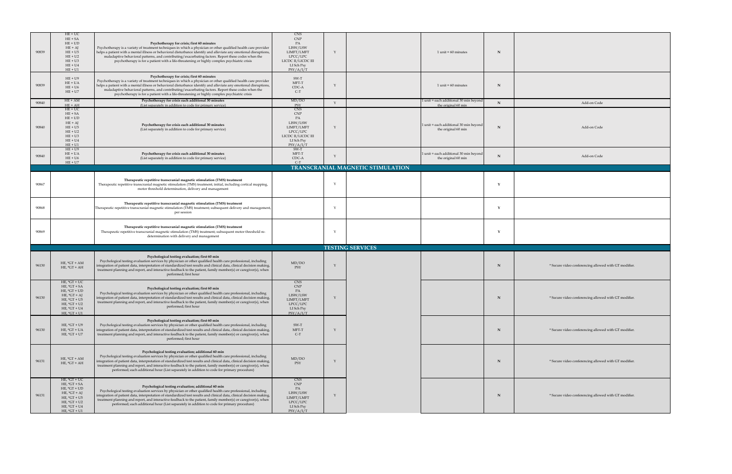| | | | | | | | | |
|---|---|---|---|---|---|---|---|---|
| 90839 | HE + UC<br>HE + SA<br>HE + UD<br>HE + AJ<br>HE + U5<br>HE + U2<br>HE + U3<br>HE + U4<br>HE + U1 | **Psychotherapy for crisis; first 60 minutes**<br>Psychotherapy is a variety of treatment techniques in which a physician or other qualified health care provider helps a patient with a mental illness or behavioral disturbance identify and alleviate any emotional disruptions, maladaptive behavioral patterns, and contributing/exacerbating factors. Report these codes when the psychotherapy is for a patient with a life-threatening or highly complex psychiatric crisis | CNS<br>CNP<br>PA<br>LISW/LSW<br>LIMFT/LMFT<br>LPCC/LPC<br>LICDC II/LICDC III<br>LI Sch Psy<br>PSY/A/I/T | Y | | 1 unit = 60 minutes | N | |
| 90839 | HE + U9<br>HE + UA<br>HE + U6<br>HE + U7 | **Psychotherapy for crisis; first 60 minutes**<br>Psychotherapy is a variety of treatment techniques in which a physician or other qualified health care provider helps a patient with a mental illness or behavioral disturbance identify and alleviate any emotional disruptions, maladaptive behavioral patterns, and contributing/exacerbating factors. Report these codes when the psychotherapy is for a patient with a life-threatening or highly complex psychiatric crisis | SW-T<br>MFT-T<br>CDC-A<br>C-T | Y | | 1 unit = 60 minutes | N | |
| 90840 | HE + AM<br>HE + AH | **Psychotherapy for crisis each additional 30 minutes**<br>(List separately in addition to code for primary service) | MD/DO<br>PSY | Y | | 1 unit = each additional 30 min beyond the original 60 min | N | Add-on Code |
| 90840 | HE + UC<br>HE + SA<br>HE + UD<br>HE + AJ<br>HE + U5<br>HE + U2<br>HE + U3<br>HE + U4<br>HE + U1 | **Psychotherapy for crisis each additional 30 minutes**<br>(List separately in addition to code for primary service) | CNS<br>CNP<br>PA<br>LISW/LSW<br>LIMFT/LMFT<br>LPCC/LPC<br>LICDC II/LICDC III<br>LI Sch Psy<br>PSY/A/I/T | Y | | 1 unit = each additional 30 min beyond the original 60 min | N | Add-on Code |
| 90840 | HE + U9<br>HE + UA<br>HE + U6<br>HE + U7 | **Psychotherapy for crisis each additional 30 minutes**<br>(List separately in addition to code for primary service) | SW-T<br>MFT-T<br>CDC-A<br>C-T | Y | | 1 unit = each additional 30 min beyond the original 60 min | N | Add-on Code |
| | | | | | **TRANSCRANIAL MAGNETIC STIMULATION** | | | |
| 90867 | | **Therapeutic repetitive transcranial magnetic stimulation (TMS) treatment**<br>Therapeutic repetitive transcranial magnetic stimulation (TMS) treatment; initial, including cortical mapping, motor threshold determination, delivery and management | | Y | | | Y | |
| 90868 | | **Therapeutic repetitive transcranial magnetic stimulation (TMS) treatment**<br>Therapeutic repetitive transcranial magnetic stimulation (TMS) treatment; subsequent delivery and management, per session | | Y | | | Y | |
| 90869 | | **Therapeutic repetitive transcranial magnetic stimulation (TMS) treatment**<br>Therapeutic repetitive transcranial magnetic stimulation (TMS) treatment; subsequent motor threshold re-determination with delivery and management | | Y | | | Y | |
| | | | | | **TESTING SERVICES** | | | |
| 96130 | HE, *GT + AM<br>HE, *GT + AH | **Psychological testing evaluation; first 60 min**<br>Psychological testing evaluation services by physician or other qualified health care professional, including integration of patient data, interpretation of standardized test results and clinical data, clinical decision making, treatment planning and report, and interactive feedback to the patient, family member(s) or caregiver(s), when performed; first hour | MD/DO<br>PSY | Y | | | N | * Secure video conferencing allowed with GT modifier. |
| 96130 | HE, *GT + UC<br>HE, *GT + SA<br>HE, *GT + UD<br>HE, *GT + AJ<br>HE, *GT + U5<br>HE, *GT + U2<br>HE, *GT + U4<br>HE, *GT + U1 | **Psychological testing evaluation; first 60 min**<br>Psychological testing evaluation services by physician or other qualified health care professional, including integration of patient data, interpretation of standardized test results and clinical data, clinical decision making, treatment planning and report, and interactive feedback to the patient, family member(s) or caregiver(s), when performed; first hour | CNS<br>CNP<br>PA<br>LISW/LSW<br>LIMFT/LMFT<br>LPCC/LPC<br>LI Sch Psy<br>PSY/A/I/T | Y | | | N | * Secure video conferencing allowed with GT modifier. |
| 96130 | HE, *GT + U9<br>HE, *GT + UA<br>HE, *GT + U7 | **Psychological testing evaluation; first 60 min**<br>Psychological testing evaluation services by physician or other qualified health care professional, including integration of patient data, interpretation of standardized test results and clinical data, clinical decision making, treatment planning and report, and interactive feedback to the patient, family member(s) or caregiver(s), when performed; first hour | SW-T<br>MFT-T<br>C-T | Y | | | N | * Secure video conferencing allowed with GT modifier. |
| 96131 | HE, *GT + AM<br>HE, *GT + AH | **Psychological testing evaluation; additional 60 min**<br>Psychological testing evaluation services by physician or other qualified health care professional, including integration of patient data, interpretation of standardized test results and clinical data, clinical decision making, treatment planning and report, and interactive feedback to the patient, family member(s) or caregiver(s), when performed; each additional hour (List separately in addition to code for primary procedure) | MD/DO<br>PSY | Y | | | N | * Secure video conferencing allowed with GT modifier. |
| 96131 | HE, *GT + UC<br>HE, *GT + SA<br>HE, *GT + UD<br>HE, *GT + AJ<br>HE, *GT + U5<br>HE, *GT + U2<br>HE, *GT + U4<br>HE, *GT + U1 | **Psychological testing evaluation; additional 60 min**<br>Psychological testing evaluation services by physician or other qualified health care professional, including integration of patient data, interpretation of standardized test results and clinical data, clinical decision making, treatment planning and report, and interactive feedback to the patient, family member(s) or caregiver(s), when performed; each additional hour (List separately in addition to code for primary procedure) | CNS<br>CNP<br>PA<br>LISW/LSW<br>LIMFT/LMFT<br>LPCC/LPC<br>LI Sch Psy<br>PSY/A/I/T | Y | | | N | * Secure video conferencing allowed with GT modifier. |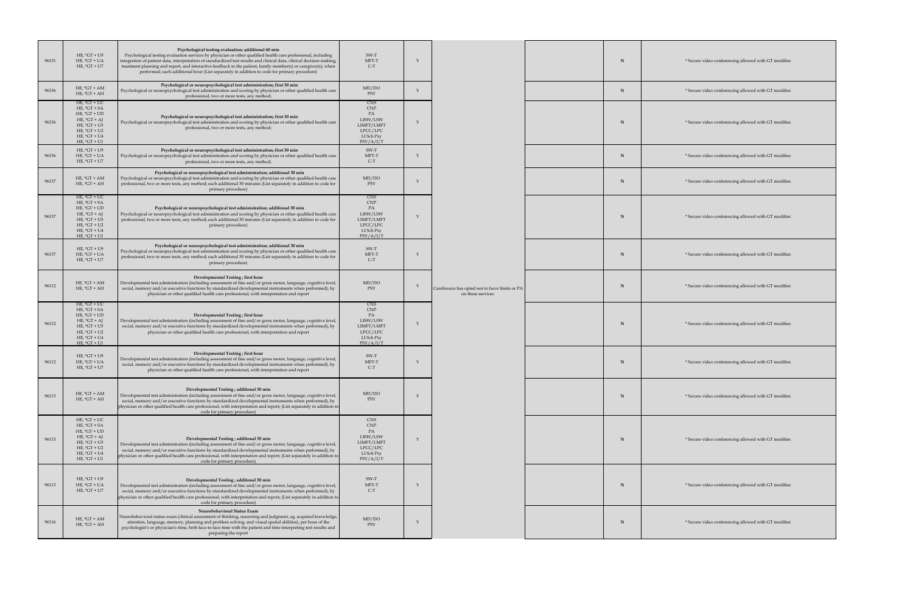| | | | | | | | | | |
|---|---|---|---|---|---|---|---|---|---|
| 96131 | HE, *GT + U9<br>HE, *GT + UA<br>HE, *GT + U7 | **Psychological testing evaluation; additional 60 min**<br>Psychological testing evaluation services by physician or other qualified health care professional, including integration of patient data, interpretation of standardized test results and clinical data, clinical decision making, treatment planning and report, and interactive feedback to the patient, family member(s) or caregiver(s), when performed; each additional hour (List separately in addition to code for primary procedure) | SW-T<br>MFT-T<br>C-T | Y | CareSource has opted not to have limits or PA on these services. | | N | * Secure video conferencing allowed with GT modifier. |
| 96136 | HE, *GT + AM<br>HE, *GT + AH | **Psychological or neuropsychological test administration; first 30 min**<br>Psychological or neuropsychological test administration and scoring by physician or other qualified health care professional, two or more tests, any method; | MD/DO<br>PSY | Y | | | N | * Secure video conferencing allowed with GT modifier. |
| 96136 | HE, *GT + UC<br>HE, *GT + SA<br>HE, *GT + UD<br>HE, *GT + AJ<br>HE, *GT + U5<br>HE, *GT + U2<br>HE, *GT + U4<br>HE, *GT + U1 | **Psychological or neuropsychological test administration; first 30 min**<br>Psychological or neuropsychological test administration and scoring by physician or other qualified health care professional, two or more tests, any method; | CNS<br>CNP<br>PA<br>LISW/LSW<br>LIMFT/LMFT<br>LPCC/LPC<br>LI Sch Psy<br>PSY/A/I/T | Y | | | N | * Secure video conferencing allowed with GT modifier. |
| 96136 | HE, *GT + U9<br>HE, *GT + UA<br>HE, *GT + U7 | **Psychological or neuropsychological test administration; first 30 min**<br>Psychological or neuropsychological test administration and scoring by physician or other qualified health care professional, two or more tests, any method; | SW-T<br>MFT-T<br>C-T | Y | | | N | * Secure video conferencing allowed with GT modifier. |
| 96137 | HE, *GT + AM<br>HE, *GT + AH | **Psychological or neuropsychological test administration; additional 30 min**<br>Psychological or neuropsychological test administration and scoring by physician or other qualified health care professional, two or more tests, any method; each additional 30 minutes (List separately in addition to code for primary procedure) | MD/DO<br>PSY | Y | | | N | * Secure video conferencing allowed with GT modifier. |
| 96137 | HE, *GT + UC<br>HE, *GT + SA<br>HE, *GT + UD<br>HE, *GT + AJ<br>HE, *GT + U5<br>HE, *GT + U2<br>HE, *GT + U4<br>HE, *GT + U1 | **Psychological or neuropsychological test administration; additional 30 min**<br>Psychological or neuropsychological test administration and scoring by physician or other qualified health care professional, two or more tests, any method; each additional 30 minutes (List separately in addition to code for primary procedure) | CNS<br>CNP<br>PA<br>LISW/LSW<br>LIMFT/LMFT<br>LPCC/LPC<br>LI Sch Psy<br>PSY/A/I/T | Y | | | N | * Secure video conferencing allowed with GT modifier. |
| 96137 | HE, *GT + U9<br>HE, *GT + UA<br>HE, *GT + U7 | **Psychological or neuropsychological test administration; additional 30 min**<br>Psychological or neuropsychological test administration and scoring by physician or other qualified health care professional, two or more tests, any method; each additional 30 minutes (List separately in addition to code for primary procedure) | SW-T<br>MFT-T<br>C-T | Y | | | N | * Secure video conferencing allowed with GT modifier. |
| 96112 | HE, *GT + AM<br>HE, *GT + AH | **Developmental Testing ; first hour**<br>Developmental test administration (including assessment of fine and/or gross motor, language, cognitive level, social, memory and/or executive functions by standardized developmental instruments when performed), by physician or other qualified health care professional, with interpretation and report | MD/DO<br>PSY | Y | | | N | * Secure video conferencing allowed with GT modifier. |
| 96112 | HE, *GT + UC<br>HE, *GT + SA<br>HE, *GT + UD<br>HE, *GT + AJ<br>HE, *GT + U5<br>HE, *GT + U2<br>HE, *GT + U4<br>HE, *GT + U1 | **Developmental Testing ; first hour**<br>Developmental test administration (including assessment of fine and/or gross motor, language, cognitive level, social, memory and/or executive functions by standardized developmental instruments when performed), by physician or other qualified health care professional, with interpretation and report | CNS<br>CNP<br>PA<br>LISW/LSW<br>LIMFT/LMFT<br>LPCC/LPC<br>LI Sch Psy<br>PSY/A/I/T | Y | | | N | * Secure video conferencing allowed with GT modifier. |
| 96112 | HE, *GT + U9<br>HE, *GT + UA<br>HE, *GT + U7 | **Developmental Testing ; first hour**<br>Developmental test administration (including assessment of fine and/or gross motor, language, cognitive level, social, memory and/or executive functions by standardized developmental instruments when performed), by physician or other qualified health care professional, with interpretation and report | SW-T<br>MFT-T<br>C-T | Y | | | N | * Secure video conferencing allowed with GT modifier. |
| 96113 | HE, *GT + AM<br>HE, *GT + AH | **Developmental Testing ; additonal 30 min**<br>Developmental test administration (including assessment of fine and/or gross motor, language, cognitive level, social, memory and/or executive functions by standardized developmental instruments when performed), by physician or other qualified health care professional, with interpretation and report; (List separately in addition to code for primary procedure) | MD/DO<br>PSY | Y | | | N | * Secure video conferencing allowed with GT modifier. |
| 96113 | HE, *GT + UC<br>HE, *GT + SA<br>HE, *GT + UD<br>HE, *GT + AJ<br>HE, *GT + U5<br>HE, *GT + U2<br>HE, *GT + U4<br>HE, *GT + U1 | **Developmental Testing ; additonal 30 min**<br>Developmental test administration (including assessment of fine and/or gross motor, language, cognitive level, social, memory and/or executive functions by standardized developmental instruments when performed), by physician or other qualified health care professional, with interpretation and report; (List separately in addition to code for primary procedure) | CNS<br>CNP<br>PA<br>LISW/LSW<br>LIMFT/LMFT<br>LPCC/LPC<br>LI Sch Psy<br>PSY/A/I/T | Y | | | N | * Secure video conferencing allowed with GT modifier. |
| 96113 | HE, *GT + U9<br>HE, *GT + UA<br>HE, *GT + U7 | **Developmental Testing ; additonal 30 min**<br>Developmental test administration (including assessment of fine and/or gross motor, language, cognitive level, social, memory and/or executive functions by standardized developmental instruments when performed), by physician or other qualified health care professional, with interpretation and report; (List separately in addition to code for primary procedure) | SW-T<br>MFT-T<br>C-T | Y | | | N | * Secure video conferencing allowed with GT modifier. |
| 96116 | HE, *GT + AM<br>HE, *GT + AH | **Neurobehavioral Status Exam**<br>Neurobehavioral status exam (clinical assessment of thinking, reasoning and judgment, eg, acquired knowledge, attention, language, memory, planning and problem solving, and visual spatial abilities), per hour of the psychologist's or physician's time, both face-to-face time with the patient and time interpreting test results and preparing the report | MD/DO<br>PSY | Y | | | N | * Secure video conferencing allowed with GT modifier. |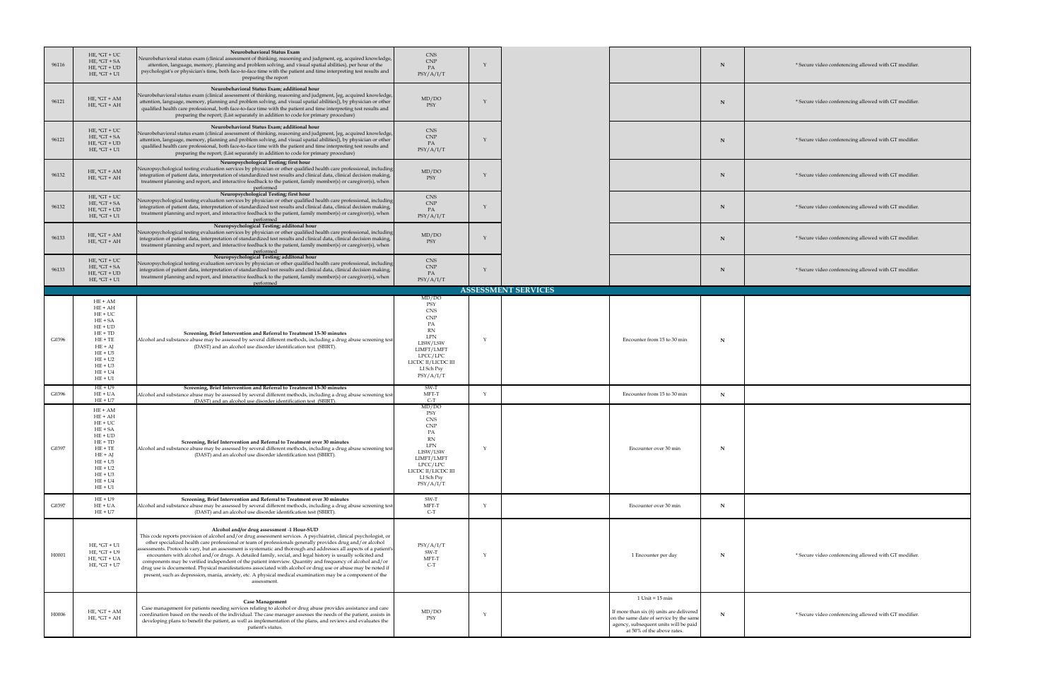| 96116 | HE, *GT + UC<br>HE, *GT + SA<br>HE, *GT + UD<br>HE, *GT + U1 | **Neurobehavioral Status Exam**<br>Neurobehavioral status exam (clinical assessment of thinking, reasoning and judgment, eg, acquired knowledge, attention, language, memory, planning and problem solving, and visual spatial abilities), per hour of the psychologist's or physician's time, both face-to-face time with the patient and time interpreting test results and preparing the report | CNS<br>CNP<br>PA<br>PSY/A/I/T | Y | | | N | * Secure video conferencing allowed with GT modifier. |
|---|---|---|---|---|---|---|---|---|
| 96121 | HE, *GT + AM<br>HE, *GT + AH | **Neurobehavioral Status Exam; additional hour**<br>Neurobehavioral status exam (clinical assessment of thinking, reasoning and judgment, [eg, acquired knowledge, attention, language, memory, planning and problem solving, and visual spatial abilities]), by physician or other qualified health care professional, both face-to-face time with the patient and time interpreting test results and preparing the report; (List separately in addition to code for primary procedure) | MD/DO<br>PSY | Y | | | N | * Secure video conferencing allowed with GT modifier. |
| 96121 | HE, *GT + UC<br>HE, *GT + SA<br>HE, *GT + UD<br>HE, *GT + U1 | **Neurobehavioral Status Exam; additional hour**<br>Neurobehavioral status exam (clinical assessment of thinking, reasoning and judgment, [eg, acquired knowledge, attention, language, memory, planning and problem solving, and visual spatial abilities]), by physician or other qualified health care professional, both face-to-face time with the patient and time interpreting test results and preparing the report; (List separately in addition to code for primary procedure) | CNS<br>CNP<br>PA<br>PSY/A/I/T | Y | | | N | * Secure video conferencing allowed with GT modifier. |
| 96132 | HE, *GT + AM<br>HE, *GT + AH | **Neuropsychological Testing; first hour**<br>Neuropsychological testing evaluation services by physician or other qualified health care professional, including integration of patient data, interpretation of standardized test results and clinical data, clinical decision making, treatment planning and report, and interactive feedback to the patient, family member(s) or caregiver(s), when performed | MD/DO<br>PSY | Y | | | N | * Secure video conferencing allowed with GT modifier. |
| 96132 | HE, *GT + UC<br>HE, *GT + SA<br>HE, *GT + UD<br>HE, *GT + U1 | **Neuropsychological Testing; first hour**<br>Neuropsychological testing evaluation services by physician or other qualified health care professional, including integration of patient data, interpretation of standardized test results and clinical data, clinical decision making, treatment planning and report, and interactive feedback to the patient, family member(s) or caregiver(s), when performed | CNS<br>CNP<br>PA<br>PSY/A/I/T | Y | | | N | * Secure video conferencing allowed with GT modifier. |
| 96133 | HE, *GT + AM<br>HE, *GT + AH | **Neuropsychological Testing; additonal hour**<br>Neuropsychological testing evaluation services by physician or other qualified health care professional, including integration of patient data, interpretation of standardized test results and clinical data, clinical decision making, treatment planning and report, and interactive feedback to the patient, family member(s) or caregiver(s), when performed | MD/DO<br>PSY | Y | | | N | * Secure video conferencing allowed with GT modifier. |
| 96133 | HE, *GT + UC<br>HE, *GT + SA<br>HE, *GT + UD<br>HE, *GT + U1 | **Neuropsychological Testing; additonal hour**<br>Neuropsychological testing evaluation services by physician or other qualified health care professional, including integration of patient data, interpretation of standardized test results and clinical data, clinical decision making, treatment planning and report, and interactive feedback to the patient, family member(s) or caregiver(s), when performed | CNS<br>CNP<br>PA<br>PSY/A/I/T | Y | | | N | * Secure video conferencing allowed with GT modifier. |
| | | | | | **ASSESSMENT SERVICES** | | | |
| G0396 | HE + AM<br>HE + AH<br>HE + UC<br>HE + SA<br>HE + UD<br>HE + TD<br>HE + TE<br>HE + AJ<br>HE + U5<br>HE + U2<br>HE + U3<br>HE + U4<br>HE + U1 | **Screening, Brief Intervention and Referral to Treatment 15-30 minutes**<br>Alcohol and substance abuse may be assessed by several different methods, including a drug abuse screening test (DAST) and an alcohol use disorder identification test (SBIRT). | MD/DO<br>PSY<br>CNS<br>CNP<br>PA<br>RN<br>LPN<br>LISW/LSW<br>LIMFT/LMFT<br>LPCC/LPC<br>LICDC II/LICDC III<br>LI Sch Psy<br>PSY/A/I/T | Y | | Encounter from 15 to 30 min | N | |
| G0396 | HE + U9<br>HE + UA<br>HE + U7 | **Screening, Brief Intervention and Referral to Treatment 15-30 minutes**<br>Alcohol and substance abuse may be assessed by several different methods, including a drug abuse screening test (DAST) and an alcohol use disorder identification test (SBIRT). | SW-T<br>MFT-T<br>C-T | Y | | Encounter from 15 to 30 min | N | |
| G0397 | HE + AM<br>HE + AH<br>HE + UC<br>HE + SA<br>HE + UD<br>HE + TD<br>HE + TE<br>HE + AJ<br>HE + U5<br>HE + U2<br>HE + U3<br>HE + U4<br>HE + U1 | **Screening, Brief Intervention and Referral to Treatment over 30 minutes**<br>Alcohol and substance abuse may be assessed by several different methods, including a drug abuse screening test (DAST) and an alcohol use disorder identification test (SBIRT). | MD/DO<br>PSY<br>CNS<br>CNP<br>PA<br>RN<br>LPN<br>LISW/LSW<br>LIMFT/LMFT<br>LPCC/LPC<br>LICDC II/LICDC III<br>LI Sch Psy<br>PSY/A/I/T | Y | | Encounter over 30 min | N | |
| G0397 | HE + U9<br>HE + UA<br>HE + U7 | **Screening, Brief Intervention and Referral to Treatment over 30 minutes**<br>Alcohol and substance abuse may be assessed by several different methods, including a drug abuse screening test (DAST) and an alcohol use disorder identification test (SBIRT). | SW-T<br>MFT-T<br>C-T | Y | | Encounter over 30 min | N | |
| H0001 | HE, *GT + U1<br>HE, *GT + U9<br>HE, *GT + UA<br>HE, *GT + U7 | **Alcohol and/or drug assessment -1 Hour-SUD**<br>This code reports provision of alcohol and/or drug assessment services. A psychiatrist, clinical psychologist, or other specialized health care professional or team of professionals generally provides drug and/or alcohol assessments. Protocols vary, but an assessment is systematic and thorough and addresses all aspects of a patient's encounters with alcohol and/or drugs. A detailed family, social, and legal history is usually solicited and components may be verified independent of the patient interview. Quantity and frequency of alcohol and/or drug use is documented. Physical manifestations associated with alcohol or drug use or abuse may be noted if present, such as depression, mania, anxiety, etc. A physical medical examination may be a component of the assessment. | PSY/A/I/T<br>SW-T<br>MFT-T<br>C-T | Y | | 1 Encounter per day | N | * Secure video conferencing allowed with GT modifier. |
| H0006 | HE, *GT + AM<br>HE, *GT + AH | **Case Management**<br>Case management for patients needing services relating to alcohol or drug abuse provides assistance and care coordination based on the needs of the individual. The case manager assesses the needs of the patient, assists in developing plans to benefit the patient, as well as implementation of the plans, and reviews and evaluates the patient's status. | MD/DO<br>PSY | Y | | 1 Unit = 15 min<br><br>If more than six (6) units are delivered on the same date of service by the same agency, subsequent units will be paid at 50% of the above rates. | N | * Secure video conferencing allowed with GT modifier. |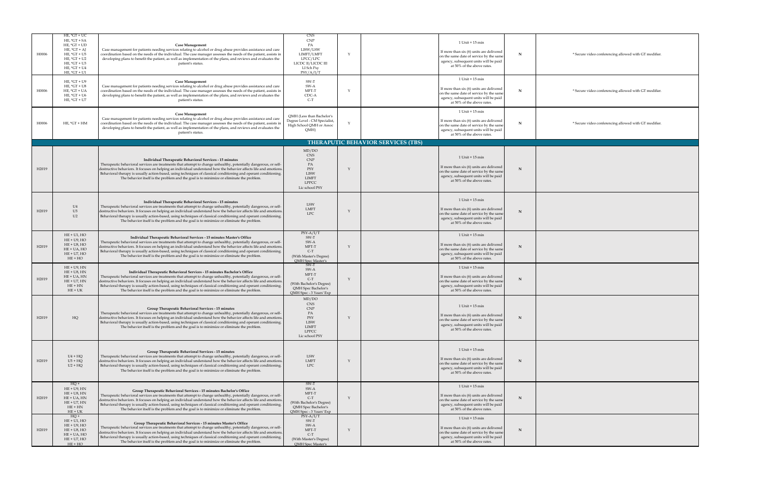| | | | | | | | | |
|---|---|---|---|---|---|---|---|---|
| H0006 | HE, *GT + UC<br>HE, *GT + SA<br>HE, *GT + UD<br>HE, *GT + AJ<br>HE, *GT + U5<br>HE, *GT + U2<br>HE, *GT + U3<br>HE, *GT + U4<br>HE, *GT + U1 | **Case Management**<br>Case management for patients needing services relating to alcohol or drug abuse provides assistance and care coordination based on the needs of the individual. The case manager assesses the needs of the patient, assists in developing plans to benefit the patient, as well as implementation of the plans, and reviews and evaluates the patient's status. | CNS<br>CNP<br>PA<br>LISW/LSW<br>LIMFT/LMFT<br>LPCC/LPC<br>LICDC II/LICDC III<br>LI Sch Psy<br>PSY/A/I/T | Y | | 1 Unit = 15 min<br><br>If more than six (6) units are delivered on the same date of service by the same agency, subsequent units will be paid at 50% of the above rates. | N | * Secure video conferencing allowed with GT modifier. |
| H0006 | HE, *GT + U9<br>HE, *GT + U8<br>HE, *GT + UA<br>HE, *GT + U6<br>HE, *GT + U7 | **Case Management**<br>Case management for patients needing services relating to alcohol or drug abuse provides assistance and care coordination based on the needs of the individual. The case manager assesses the needs of the patient, assists in developing plans to benefit the patient, as well as implementation of the plans, and reviews and evaluates the patient's status. | SW-T<br>SW-A<br>MFT-T<br>CDC-A<br>C-T | Y | | 1 Unit = 15 min<br><br>If more than six (6) units are delivered on the same date of service by the same agency, subsequent units will be paid at 50% of the above rates. | N | * Secure video conferencing allowed with GT modifier. |
| H0006 | HE, *GT + HM | **Case Management**<br>Case management for patients needing services relating to alcohol or drug abuse provides assistance and care coordination based on the needs of the individual. The case manager assesses the needs of the patient, assists in developing plans to benefit the patient, as well as implementation of the plans, and reviews and evaluates the patient's status. | QMH (Less than Bachelor's Degree Level - CM Specialist, High School QMH or Assoc QMH) | Y | | 1 Unit = 15 min<br><br>If more than six (6) units are delivered on the same date of service by the same agency, subsequent units will be paid at 50% of the above rates. | N | * Secure video conferencing allowed with GT modifier. |
| | | | | **THERAPEUTIC BEHAVIOR SERVICES (TBS)** | | | | |
| H2019 | | **Individual Therapeutic Behavioral Services - 15 minutes**<br>Therapeutic behavioral services are treatments that attempt to change unhealthy, potentially dangerous, or self-destructive behaviors. It focuses on helping an individual understand how the behavior affects life and emotions. Behavioral therapy is usually action-based, using techniques of classical conditioning and operant conditioning. The behavior itself is the problem and the goal is to minimize or eliminate the problem. | MD/DO<br>CNS<br>CNP<br>PA<br>PSY<br>LISW<br>LIMFT<br>LPPCC<br>Lic school PSY | Y | | 1 Unit = 15 min<br><br>If more than six (6) units are delivered on the same date of service by the same agency, subsequent units will be paid at 50% of the above rates. | N | |
| H2019 | U4<br>U5<br>U2 | **Individual Therapeutic Behavioral Services - 15 minutes**<br>Therapeutic behavioral services are treatments that attempt to change unhealthy, potentially dangerous, or self-destructive behaviors. It focuses on helping an individual understand how the behavior affects life and emotions. Behavioral therapy is usually action-based, using techniques of classical conditioning and operant conditioning. The behavior itself is the problem and the goal is to minimize or eliminate the problem. | LSW<br>LMFT<br>LPC | Y | | 1 Unit = 15 min<br><br>If more than six (6) units are delivered on the same date of service by the same agency, subsequent units will be paid at 50% of the above rates. | N | |
| H2019 | HE + U1, HO<br>HE + U9, HO<br>HE + U8, HO<br>HE + UA, HO<br>HE + U7, HO<br>HE + HO | **Individual Therapeutic Behavioral Services - 15 minutes Master's Office**<br>Therapeutic behavioral services are treatments that attempt to change unhealthy, potentially dangerous, or self-destructive behaviors. It focuses on helping an individual understand how the behavior affects life and emotions. Behavioral therapy is usually action-based, using techniques of classical conditioning and operant conditioning. The behavior itself is the problem and the goal is to minimize or eliminate the problem. | PSY-A/I/T<br>SW-T<br>SW-A<br>MFT-T<br>C-T<br>(With Master's Degree)<br>QMH Spec Master's | Y | | 1 Unit = 15 min<br><br>If more than six (6) units are delivered on the same date of service by the same agency, subsequent units will be paid at 50% of the above rates. | N | |
| H2019 | HE + U9, HN<br>HE + U8, HN<br>HE + UA, HN<br>HE + U7, HN<br>HE + HN<br>HE + UK | **Individual Therapeutic Behavioral Services - 15 minutes Bachelor's Office**<br>Therapeutic behavioral services are treatments that attempt to change unhealthy, potentially dangerous, or self-destructive behaviors. It focuses on helping an individual understand how the behavior affects life and emotions. Behavioral therapy is usually action-based, using techniques of classical conditioning and operant conditioning. The behavior itself is the problem and the goal is to minimize or eliminate the problem. | SW-T<br>SW-A<br>MFT-T<br>C-T<br>(With Bachelor's Degree)<br>QMH Spec Bachelor's<br>QMH Spec - 3 Years' Exp | Y | | 1 Unit = 15 min<br><br>If more than six (6) units are delivered on the same date of service by the same agency, subsequent units will be paid at 50% of the above rates. | N | |
| H2019 | HQ | **Group Therapeutic Behavioral Services - 15 minutes**<br>Therapeutic behavioral services are treatments that attempt to change unhealthy, potentially dangerous, or self-destructive behaviors. It focuses on helping an individual understand how the behavior affects life and emotions. Behavioral therapy is usually action-based, using techniques of classical conditioning and operant conditioning. The behavior itself is the problem and the goal is to minimize or eliminate the problem. | MD/DO<br>CNS<br>CNP<br>PA<br>PSY<br>LISW<br>LIMFT<br>LPPCC<br>Lic school PSY | Y | | 1 Unit = 15 min<br><br>If more than six (6) units are delivered on the same date of service by the same agency, subsequent units will be paid at 50% of the above rates. | N | |
| H2019 | U4 + HQ<br>U5 + HQ<br>U2 + HQ | **Group Therapeutic Behavioral Services - 15 minutes**<br>Therapeutic behavioral services are treatments that attempt to change unhealthy, potentially dangerous, or self-destructive behaviors. It focuses on helping an individual understand how the behavior affects life and emotions. Behavioral therapy is usually action-based, using techniques of classical conditioning and operant conditioning. The behavior itself is the problem and the goal is to minimize or eliminate the problem. | LSW<br>LMFT<br>LPC | Y | | 1 Unit = 15 min<br><br>If more than six (6) units are delivered on the same date of service by the same agency, subsequent units will be paid at 50% of the above rates. | N | |
| H2019 | HQ +<br>HE + U9, HN<br>HE + U8, HN<br>HE + UA, HN<br>HE + U7, HN<br>HE + HN<br>HE + UK | **Group Therapeutic Behavioral Services - 15 minutes Bachelor's Office**<br>Therapeutic behavioral services are treatments that attempt to change unhealthy, potentially dangerous, or self-destructive behaviors. It focuses on helping an individual understand how the behavior affects life and emotions. Behavioral therapy is usually action-based, using techniques of classical conditioning and operant conditioning. The behavior itself is the problem and the goal is to minimize or eliminate the problem. | SW-T<br>SW-A<br>MFT-T<br>C-T<br>(With Bachelor's Degree)<br>QMH Spec Bachelor's<br>QMH Spec - 3 Years' Exp | Y | | 1 Unit = 15 min<br><br>If more than six (6) units are delivered on the same date of service by the same agency, subsequent units will be paid at 50% of the above rates. | N | |
| H2019 | HQ +<br>HE + U1, HO<br>HE + U9, HO<br>HE + U8, HO<br>HE + UA, HO<br>HE + U7, HO<br>HE + HO | **Group Therapeutic Behavioral Services - 15 minutes Master's Office**<br>Therapeutic behavioral services are treatments that attempt to change unhealthy, potentially dangerous, or self-destructive behaviors. It focuses on helping an individual understand how the behavior affects life and emotions. Behavioral therapy is usually action-based, using techniques of classical conditioning and operant conditioning. The behavior itself is the problem and the goal is to minimize or eliminate the problem. | PSY-A/I/T<br>SW-T<br>SW-A<br>MFT-T<br>C-T<br>(With Master's Degree)<br>QMH Spec Master's | Y | | 1 Unit = 15 min<br><br>If more than six (6) units are delivered on the same date of service by the same agency, subsequent units will be paid at 50% of the above rates. | N | |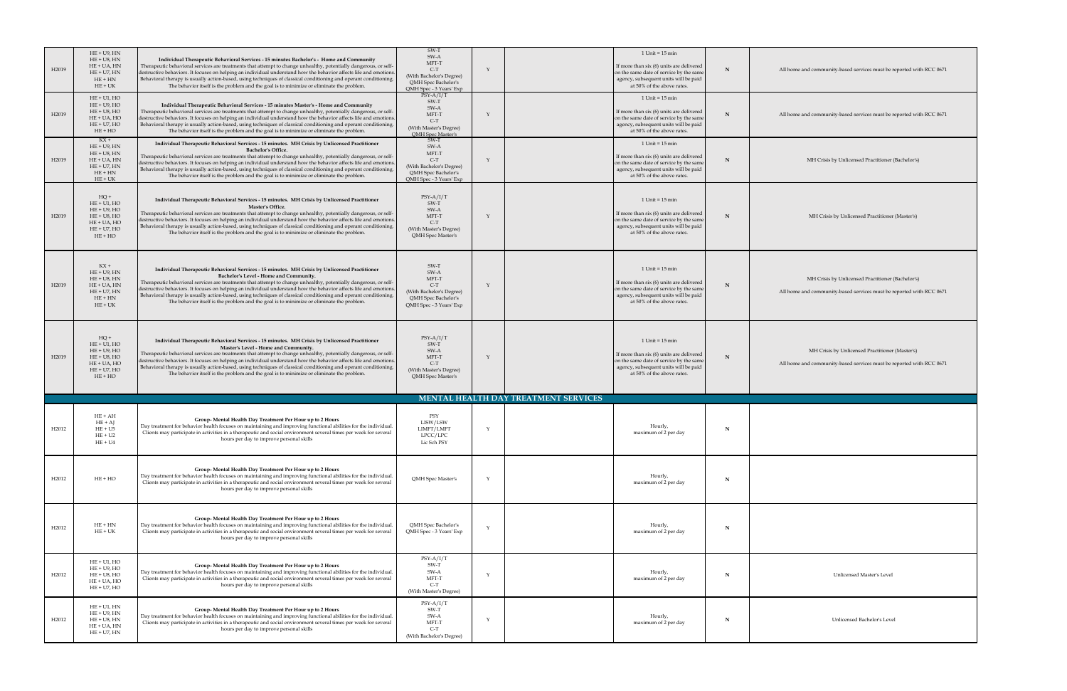| | | | | | | | | |
|---|---|---|---|---|---|---|---|---|
| H2019 | HE + U9, HN<br>HE + U8, HN<br>HE + UA, HN<br>HE + U7, HN<br>HE + HN<br>HE + UK | **Individual Therapeutic Behavioral Services - 15 minutes Bachelor's - Home and Community**<br>Therapeutic behavioral services are treatments that attempt to change unhealthy, potentially dangerous, or self-destructive behaviors. It focuses on helping an individual understand how the behavior affects life and emotions. Behavioral therapy is usually action-based, using techniques of classical conditioning and operant conditioning. The behavior itself is the problem and the goal is to minimize or eliminate the problem. | SW-T<br>SW-A<br>MFT-T<br>C-T<br>(With Bachelor's Degree)<br>QMH Spec Bachelor's<br>QMH Spec - 3 Years' Exp | Y | | 1 Unit = 15 min<br><br>If more than six (6) units are delivered on the same date of service by the same agency, subsequent units will be paid at 50% of the above rates. | N | All home and community-based services must be reported with RCC 0671 |
| H2019 | HE + U1, HO<br>HE + U9, HO<br>HE + U8, HO<br>HE + UA, HO<br>HE + U7, HO<br>HE + HO | **Individual Therapeutic Behavioral Services - 15 minutes Master's - Home and Community**<br>Therapeutic behavioral services are treatments that attempt to change unhealthy, potentially dangerous, or self-destructive behaviors. It focuses on helping an individual understand how the behavior affects life and emotions. Behavioral therapy is usually action-based, using techniques of classical conditioning and operant conditioning. The behavior itself is the problem and the goal is to minimize or eliminate the problem. | PSY-A/I/T<br>SW-T<br>SW-A<br>MFT-T<br>C-T<br>(With Master's Degree)<br>QMH Spec Master's | Y | | 1 Unit = 15 min<br><br>If more than six (6) units are delivered on the same date of service by the same agency, subsequent units will be paid at 50% of the above rates. | N | All home and community-based services must be reported with RCC 0671 |
| H2019 | KX +<br>HE + U9, HN<br>HE + U8, HN<br>HE + UA, HN<br>HE + U7, HN<br>HE + HN<br>HE + UK | **Individual Therapeutic Behavioral Services - 15 minutes. MH Crisis by Unlicensed Practitioner Bachelor's Office.**<br>Therapeutic behavioral services are treatments that attempt to change unhealthy, potentially dangerous, or self-destructive behaviors. It focuses on helping an individual understand how the behavior affects life and emotions. Behavioral therapy is usually action-based, using techniques of classical conditioning and operant conditioning. The behavior itself is the problem and the goal is to minimize or eliminate the problem. | SW-T<br>SW-A<br>MFT-T<br>C-T<br>(With Bachelor's Degree)<br>QMH Spec Bachelor's<br>QMH Spec - 3 Years' Exp | Y | | 1 Unit = 15 min<br><br>If more than six (6) units are delivered on the same date of service by the same agency, subsequent units will be paid at 50% of the above rates. | N | MH Crisis by Unlicensed Practitioner (Bachelor's) |
| H2019 | HQ +<br>HE + U1, HO<br>HE + U9, HO<br>HE + U8, HO<br>HE + UA, HO<br>HE + U7, HO<br>HE + HO | **Individual Therapeutic Behavioral Services - 15 minutes. MH Crisis by Unlicensed Practitioner Master's Office.**<br>Therapeutic behavioral services are treatments that attempt to change unhealthy, potentially dangerous, or self-destructive behaviors. It focuses on helping an individual understand how the behavior affects life and emotions. Behavioral therapy is usually action-based, using techniques of classical conditioning and operant conditioning. The behavior itself is the problem and the goal is to minimize or eliminate the problem. | PSY-A/I/T<br>SW-T<br>SW-A<br>MFT-T<br>C-T<br>(With Master's Degree)<br>QMH Spec Master's | Y | | 1 Unit = 15 min<br><br>If more than six (6) units are delivered on the same date of service by the same agency, subsequent units will be paid at 50% of the above rates. | N | MH Crisis by Unlicensed Practitioner (Master's) |
| H2019 | KX +<br>HE + U9, HN<br>HE + U8, HN<br>HE + UA, HN<br>HE + U7, HN<br>HE + HN<br>HE + UK | **Individual Therapeutic Behavioral Services - 15 minutes. MH Crisis by Unlicensed Practitioner Bachelor's Level - Home and Community.**<br>Therapeutic behavioral services are treatments that attempt to change unhealthy, potentially dangerous, or self-destructive behaviors. It focuses on helping an individual understand how the behavior affects life and emotions. Behavioral therapy is usually action-based, using techniques of classical conditioning and operant conditioning. The behavior itself is the problem and the goal is to minimize or eliminate the problem. | SW-T<br>SW-A<br>MFT-T<br>C-T<br>(With Bachelor's Degree)<br>QMH Spec Bachelor's<br>QMH Spec - 3 Years' Exp | Y | | 1 Unit = 15 min<br><br>If more than six (6) units are delivered on the same date of service by the same agency, subsequent units will be paid at 50% of the above rates. | N | MH Crisis by Unlicensed Practitioner (Bachelor's)<br><br>All home and community-based services must be reported with RCC 0671 |
| H2019 | HQ +<br>HE + U1, HO<br>HE + U9, HO<br>HE + U8, HO<br>HE + UA, HO<br>HE + U7, HO<br>HE + HO | **Individual Therapeutic Behavioral Services - 15 minutes. MH Crisis by Unlicensed Practitioner Master's Level - Home and Community.**<br>Therapeutic behavioral services are treatments that attempt to change unhealthy, potentially dangerous, or self-destructive behaviors. It focuses on helping an individual understand how the behavior affects life and emotions. Behavioral therapy is usually action-based, using techniques of classical conditioning and operant conditioning. The behavior itself is the problem and the goal is to minimize or eliminate the problem. | PSY-A/I/T<br>SW-T<br>SW-A<br>MFT-T<br>C-T<br>(With Master's Degree)<br>QMH Spec Master's | Y | | 1 Unit = 15 min<br><br>If more than six (6) units are delivered on the same date of service by the same agency, subsequent units will be paid at 50% of the above rates. | N | MH Crisis by Unlicensed Practitioner (Master's)<br><br>All home and community-based services must be reported with RCC 0671 |
| | | | | | **MENTAL HEALTH DAY TREATMENT SERVICES** | | | |
| H2012 | HE + AH<br>HE + AJ<br>HE + U5<br>HE + U2<br>HE + U4 | **Group- Mental Health Day Treatment Per Hour up to 2 Hours**<br>Day treatment for behavior health focuses on maintaining and improving functional abilities for the individual. Clients may participate in activities in a therapeutic and social environment several times per week for several hours per day to improve personal skills | PSY<br>LISW/LSW<br>LIMFT/LMFT<br>LPCC/LPC<br>Lic Sch PSY | Y | | Hourly,<br>maximum of 2 per day | N | |
| H2012 | HE + HO | **Group- Mental Health Day Treatment Per Hour up to 2 Hours**<br>Day treatment for behavior health focuses on maintaining and improving functional abilities for the individual. Clients may participate in activities in a therapeutic and social environment several times per week for several hours per day to improve personal skills | QMH Spec Master's | Y | | Hourly,<br>maximum of 2 per day | N | |
| H2012 | HE + HN<br>HE + UK | **Group- Mental Health Day Treatment Per Hour up to 2 Hours**<br>Day treatment for behavior health focuses on maintaining and improving functional abilities for the individual. Clients may participate in activities in a therapeutic and social environment several times per week for several hours per day to improve personal skills | QMH Spec Bachelor's<br>QMH Spec - 3 Years' Exp | Y | | Hourly,<br>maximum of 2 per day | N | |
| H2012 | HE + U1, HO<br>HE + U9, HO<br>HE + U8, HO<br>HE + UA, HO<br>HE + U7, HO | **Group- Mental Health Day Treatment Per Hour up to 2 Hours**<br>Day treatment for behavior health focuses on maintaining and improving functional abilities for the individual. Clients may participate in activities in a therapeutic and social environment several times per week for several hours per day to improve personal skills | PSY-A/I/T<br>SW-T<br>SW-A<br>MFT-T<br>C-T<br>(With Master's Degree) | Y | | Hourly,<br>maximum of 2 per day | N | Unlicensed Master's Level |
| H2012 | HE + U1, HN<br>HE + U9, HN<br>HE + U8, HN<br>HE + UA, HN<br>HE + U7, HN | **Group- Mental Health Day Treatment Per Hour up to 2 Hours**<br>Day treatment for behavior health focuses on maintaining and improving functional abilities for the individual. Clients may participate in activities in a therapeutic and social environment several times per week for several hours per day to improve personal skills | PSY-A/I/T<br>SW-T<br>SW-A<br>MFT-T<br>C-T<br>(With Bachelor's Degree) | Y | | Hourly,<br>maximum of 2 per day | N | Unlicensed Bachelor's Level |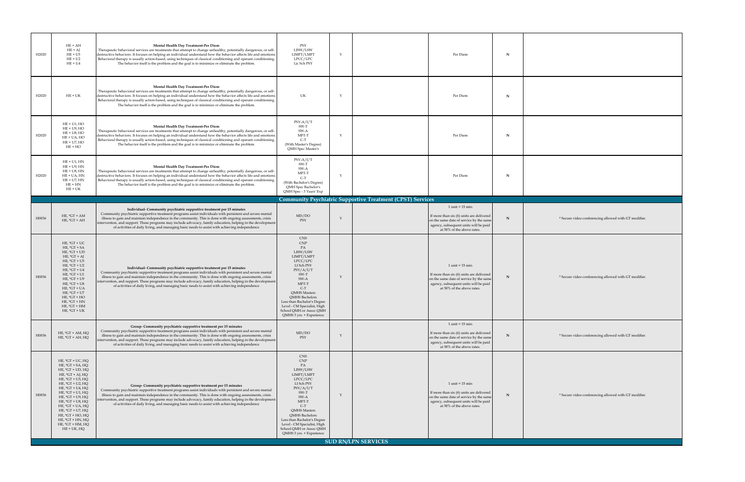| | | | | | | | | |
|---|---|---|---|---|---|---|---|---|
| H2020 | HE + AH<br>HE + AJ<br>HE + U5<br>HE + U2<br>HE + U4 | **Mental Health Day Treatment-Per Diem**<br>Therapeutic behavioral services are treatments that attempt to change unhealthy, potentially dangerous, or self-destructive behaviors. It focuses on helping an individual understand how the behavior affects life and emotions. Behavioral therapy is usually action-based, using techniques of classical conditioning and operant conditioning. The behavior itself is the problem and the goal is to minimize or eliminate the problem. | PSY<br>LISW/LSW<br>LIMFT/LMFT<br>LPCC/LPC<br>Lic Sch PSY | Y | | Per Diem | N | |
| H2020 | HE + UK | **Mental Health Day Treatment-Per Diem**<br>Therapeutic behavioral services are treatments that attempt to change unhealthy, potentially dangerous, or self-destructive behaviors. It focuses on helping an individual understand how the behavior affects life and emotions. Behavioral therapy is usually action-based, using techniques of classical conditioning and operant conditioning. The behavior itself is the problem and the goal is to minimize or eliminate the problem. | UK | Y | | Per Diem | N | |
| H2020 | HE + U1, HO<br>HE + U9, HO<br>HE + U8, HO<br>HE + UA, HO<br>HE + U7, HO<br>HE + HO | **Mental Health Day Treatment-Per Diem**<br>Therapeutic behavioral services are treatments that attempt to change unhealthy, potentially dangerous, or self-destructive behaviors. It focuses on helping an individual understand how the behavior affects life and emotions. Behavioral therapy is usually action-based, using techniques of classical conditioning and operant conditioning. The behavior itself is the problem and the goal is to minimize or eliminate the problem. | PSY-A/I/T<br>SW-T<br>SW-A<br>MFT-T<br>C-T<br>(With Master's Degree)<br>QMH Spec Master's | Y | | Per Diem | N | |
| H2020 | HE + U1, HN<br>HE + U9, HN<br>HE + U8, HN<br>HE + UA, HN<br>HE + U7, HN<br>HE + HN<br>HE + UK | **Mental Health Day Treatment-Per Diem**<br>Therapeutic behavioral services are treatments that attempt to change unhealthy, potentially dangerous, or self-destructive behaviors. It focuses on helping an individual understand how the behavior affects life and emotions. Behavioral therapy is usually action-based, using techniques of classical conditioning and operant conditioning. The behavior itself is the problem and the goal is to minimize or eliminate the problem. | PSY-A/I/T<br>SW-T<br>SW-A<br>MFT-T<br>C-T<br>(With Bachelor's Degree)<br>QMH Spec Bachelor's<br>QMH Spec - 3 Years' Exp | Y | | Per Diem | N | |
| **Community Psychiatric Supportive Treatment (CPST) Services** | | | | | | | | |
| H0036 | HE, *GT + AM<br>HE, *GT + AH | **Individual- Community psychiatric supportive treatment per 15 minutes**<br>Community psychiatric supportive treatment programs assist individuals with persistent and severe mental illness to gain and maintain independence in the community. This is done with ongoing assessments, crisis intervention, and support. These programs may include advocacy, family education, helping in the development of activities of daily living, and managing basic needs to assist with achieving independence | MD/DO<br>PSY | Y | | 1 unit = 15 min<br>If more than six (6) units are delivered on the same date of service by the same agency, subsequent units will be paid at 50% of the above rates. | N | * Secure video conferencing allowed with GT modifier. |
| H0036 | HE, *GT + UC<br>HE, *GT + SA<br>HE, *GT + UD<br>HE, *GT + AJ<br>HE, *GT + U5<br>HE, *GT + U2<br>HE, *GT + U4<br>HE, *GT + U1<br>HE, *GT + U9<br>HE, *GT + U8<br>HE, *GT + UA<br>HE, *GT + U7<br>HE, *GT + HO<br>HE, *GT + HN<br>HE, *GT + HM<br>HE, *GT + UK | **Individual- Community psychiatric supportive treatment per 15 minutes**<br>Community psychiatric supportive treatment programs assist individuals with persistent and severe mental illness to gain and maintain independence in the community. This is done with ongoing assessments, crisis intervention, and support. These programs may include advocacy, family education, helping in the development of activities of daily living, and managing basic needs to assist with achieving independence | CNS<br>CNP<br>PA<br>LISW/LSW<br>LIMFT/LMFT<br>LPCC/LPC<br>LI Sch PSY<br>PSY/A/I/T<br>SW-T<br>SW-A<br>MFT-T<br>C-T<br>QMHS Masters<br>QMHS Bachelors<br>Less than Bachelor's Degree Level - CM Specialist, High School QMH or Assoc QMH QMHS 3 yrs. + Experience | Y | | 1 unit = 15 min<br>If more than six (6) units are delivered on the same date of service by the same agency, subsequent units will be paid at 50% of the above rates. | N | * Secure video conferencing allowed with GT modifier. |
| H0036 | HE, *GT + AM, HQ<br>HE, *GT + AH, HQ | **Group- Community psychiatric supportive treatment per 15 minutes**<br>Community psychiatric supportive treatment programs assist individuals with persistent and severe mental illness to gain and maintain independence in the community. This is done with ongoing assessments, crisis intervention, and support. These programs may include advocacy, family education, helping in the development of activities of daily living, and managing basic needs to assist with achieving independence | MD/DO<br>PSY | Y | | 1 unit = 15 min<br>If more than six (6) units are delivered on the same date of service by the same agency, subsequent units will be paid at 50% of the above rates. | N | * Secure video conferencing allowed with GT modifier. |
| H0036 | HE, *GT + UC, HQ<br>HE, *GT + SA, HQ<br>HE, *GT + UD, HQ<br>HE, *GT + AJ, HQ<br>HE, *GT + U5, HQ<br>HE, *GT + U2, HQ<br>HE, *GT + U4, HQ<br>HE, *GT + U1, HQ<br>HE, *GT + U9, HQ<br>HE, *GT + U8, HQ<br>HE, *GT + UA, HQ<br>HE, *GT + U7, HQ<br>HE, *GT + HO, HQ<br>HE, *GT + HN, HQ<br>HE, *GT + HM, HQ<br>HE + UK, HQ | **Group- Community psychiatric supportive treatment per 15 minutes**<br>Community psychiatric supportive treatment programs assist individuals with persistent and severe mental illness to gain and maintain independence in the community. This is done with ongoing assessments, crisis intervention, and support. These programs may include advocacy, family education, helping in the development of activities of daily living, and managing basic needs to assist with achieving independence | CNS<br>CNP<br>PA<br>LISW/LSW<br>LIMFT/LMFT<br>LPCC/LPC<br>LI Sch PSY<br>PSY/A/I/T<br>SW-T<br>SW-A<br>MFT-T<br>C-T<br>QMHS Masters<br>QMHS Bachelors<br>Less than Bachelor's Degree Level - CM Specialist, High School QMH or Assoc QMH QMHS 3 yrs. + Experience | Y | | 1 unit = 15 min<br>If more than six (6) units are delivered on the same date of service by the same agency, subsequent units will be paid at 50% of the above rates. | N | * Secure video conferencing allowed with GT modifier. |
| **SUD RN/LPN SERVICES** | | | | | | | | |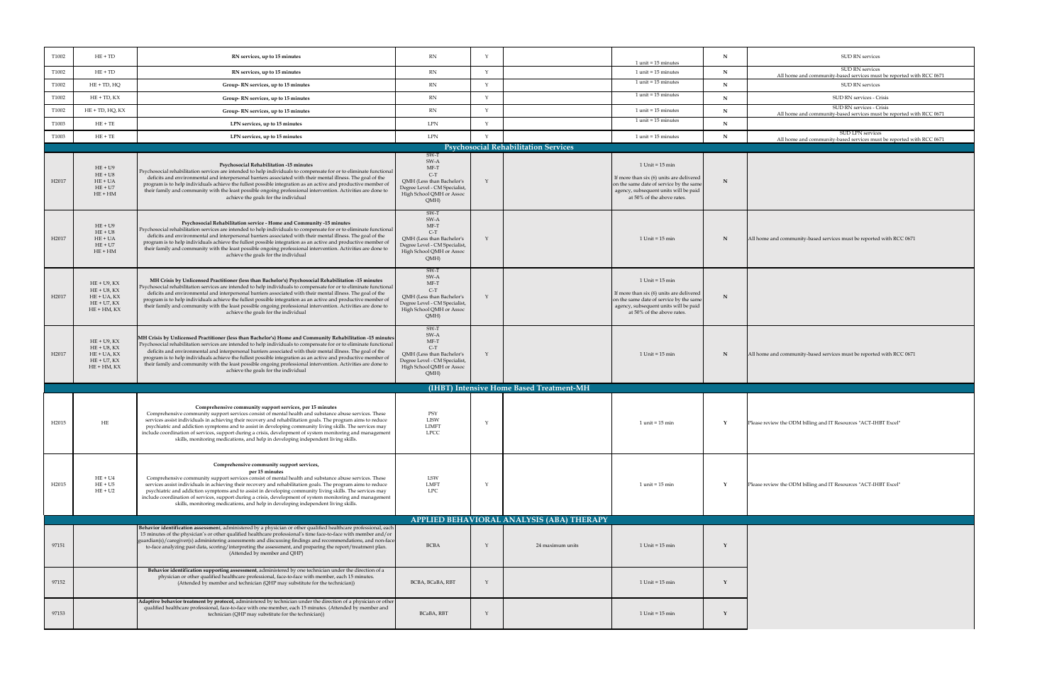| | | | | | | | | |
|---|---|---|---|---|---|---|---|---|
| T1002 | HE + TD | RN services, up to 15 minutes | RN | Y | | 1 unit = 15 minutes | N | SUD RN services |
| T1002 | HE + TD | RN services, up to 15 minutes | RN | Y | | 1 unit = 15 minutes | N | SUD RN services<br>All home and community-based services must be reported with RCC 0671 |
| T1002 | HE + TD, HQ | Group- RN services, up to 15 minutes | RN | Y | | 1 unit = 15 minutes | N | SUD RN services |
| T1002 | HE + TD, KX | Group- RN services, up to 15 minutes | RN | Y | | 1 unit = 15 minutes | N | SUD RN services - Crisis |
| T1002 | HE + TD, HQ, KX | Group- RN services, up to 15 minutes | RN | Y | | 1 unit = 15 minutes | N | SUD RN services - Crisis<br>All home and community-based services must be reported with RCC 0671 |
| T1003 | HE + TE | LPN services, up to 15 minutes | LPN | Y | | 1 unit = 15 minutes | N | |
| T1003 | HE + TE | LPN services, up to 15 minutes | LPN | Y | | 1 unit = 15 minutes | N | SUD LPN services<br>All home and community-based services must be reported with RCC 0671 |
| **Psychosocial Rehabilitation Services** | | | | | | | | |
| H2017 | HE + U9<br>HE + U8<br>HE + UA<br>HE + U7<br>HE + HM | **Psychosocial Rehabilitation -15 minutes**<br>Psychosocial rehabilitation services are intended to help individuals to compensate for or to eliminate functional deficits and environmental and interpersonal barriers associated with their mental illness. The goal of the program is to help individuals achieve the fullest possible integration as an active and productive member of their family and community with the least possible ongoing professional intervention. Activities are done to achieve the goals for the individual | SW-T<br>SW-A<br>MF-T<br>C-T<br>QMH (Less than Bachelor's Degree Level - CM Specialist, High School QMH or Assoc QMH) | Y | | 1 Unit = 15 min<br><br>If more than six (6) units are delivered on the same date of service by the same agency, subsequent units will be paid at 50% of the above rates. | N | |
| H2017 | HE + U9<br>HE + U8<br>HE + UA<br>HE + U7<br>HE + HM | **Psychosocial Rehabilitation service - Home and Community -15 minutes**<br>Psychosocial rehabilitation services are intended to help individuals to compensate for or to eliminate functional deficits and environmental and interpersonal barriers associated with their mental illness. The goal of the program is to help individuals achieve the fullest possible integration as an active and productive member of their family and community with the least possible ongoing professional intervention. Activities are done to achieve the goals for the individual | SW-T<br>SW-A<br>MF-T<br>C-T<br>QMH (Less than Bachelor's Degree Level - CM Specialist, High School QMH or Assoc QMH) | Y | | 1 Unit = 15 min | N | All home and community-based services must be reported with RCC 0671 |
| H2017 | HE + U9, KX<br>HE + U8, KX<br>HE + UA, KX<br>HE + U7, KX<br>HE + HM, KX | **MH Crisis by Unlicensed Practitioner (less than Bachelor's) Psychosocial Rehabilitation -15 minutes**<br>Psychosocial rehabilitation services are intended to help individuals to compensate for or to eliminate functional deficits and environmental and interpersonal barriers associated with their mental illness. The goal of the program is to help individuals achieve the fullest possible integration as an active and productive member of their family and community with the least possible ongoing professional intervention. Activities are done to achieve the goals for the individual | SW-T<br>SW-A<br>MF-T<br>C-T<br>QMH (Less than Bachelor's Degree Level - CM Specialist, High School QMH or Assoc QMH) | Y | | 1 Unit = 15 min<br><br>If more than six (6) units are delivered on the same date of service by the same agency, subsequent units will be paid at 50% of the above rates. | N | |
| H2017 | HE + U9, KX<br>HE + U8, KX<br>HE + UA, KX<br>HE + U7, KX<br>HE + HM, KX | **MH Crisis by Unlicensed Practitioner (less than Bachelor's) Home and Community Rehabilitation -15 minutes**<br>Psychosocial rehabilitation services are intended to help individuals to compensate for or to eliminate functional deficits and environmental and interpersonal barriers associated with their mental illness. The goal of the program is to help individuals achieve the fullest possible integration as an active and productive member of their family and community with the least possible ongoing professional intervention. Activities are done to achieve the goals for the individual | SW-T<br>SW-A<br>MF-T<br>C-T<br>QMH (Less than Bachelor's Degree Level - CM Specialist, High School QMH or Assoc QMH) | Y | | 1 Unit = 15 min | N | All home and community-based services must be reported with RCC 0671 |
| **(IHBT) Intensive Home Based Treatment-MH** | | | | | | | | |
| H2015 | HE | **Comprehensive community support services, per 15 minutes**<br>Comprehensive community support services consist of mental health and substance abuse services. These services assist individuals in achieving their recovery and rehabilitation goals. The program aims to reduce psychiatric and addiction symptoms and to assist in developing community living skills. The services may include coordination of services, support during a crisis, development of system monitoring and management skills, monitoring medications, and help in developing independent living skills. | PSY<br>LISW<br>LIMFT<br>LPCC | Y | | 1 unit = 15 min | Y | Please review the ODM billing and IT Resources "ACT-IHBT Excel" |
| H2015 | HE + U4<br>HE + U5<br>HE + U2 | **Comprehensive community support services, per 15 minutes**<br>Comprehensive community support services consist of mental health and substance abuse services. These services assist individuals in achieving their recovery and rehabilitation goals. The program aims to reduce psychiatric and addiction symptoms and to assist in developing community living skills. The services may include coordination of services, support during a crisis, development of system monitoring and management skills, monitoring medications, and help in developing independent living skills. | LSW<br>LMFT<br>LPC | Y | | 1 unit = 15 min | Y | Please review the ODM billing and IT Resources "ACT-IHBT Excel" |
| **APPLIED BEHAVIORAL ANALYSIS (ABA) THERAPY** | | | | | | | | |
| 97151 | | **Behavior identification assessment**, administered by a physician or other qualified healthcare professional, each 15 minutes of the physician's or other qualified healthcare professional's time face-to-face with member and/or guardian(s)/caregiver(s) administering assessments and discussing findings and recommendations, and non-face-to-face analyzing past data, scoring/interpreting the assessment, and preparing the report/treatment plan. (Attended by member and QHP) | BCBA | Y | 24 maximum units | 1 Unit = 15 min | Y | |
| 97152 | | **Behavior identification supporting assessment**, administered by one technician under the direction of a physician or other qualified healthcare professional, face-to-face with member, each 15 minutes. (Attended by member and technician (QHP may substitute for the technician)) | BCBA, BCaBA, RBT | Y | | 1 Unit = 15 min | Y | |
| 97153 | | **Adaptive behavior treatment by protocol**, administered by technician under the direction of a physician or other qualified healthcare professional, face-to-face with one member, each 15 minutes. (Attended by member and technician (QHP may substitute for the technician)) | BCaBA, RBT | Y | | 1 Unit = 15 min | Y | |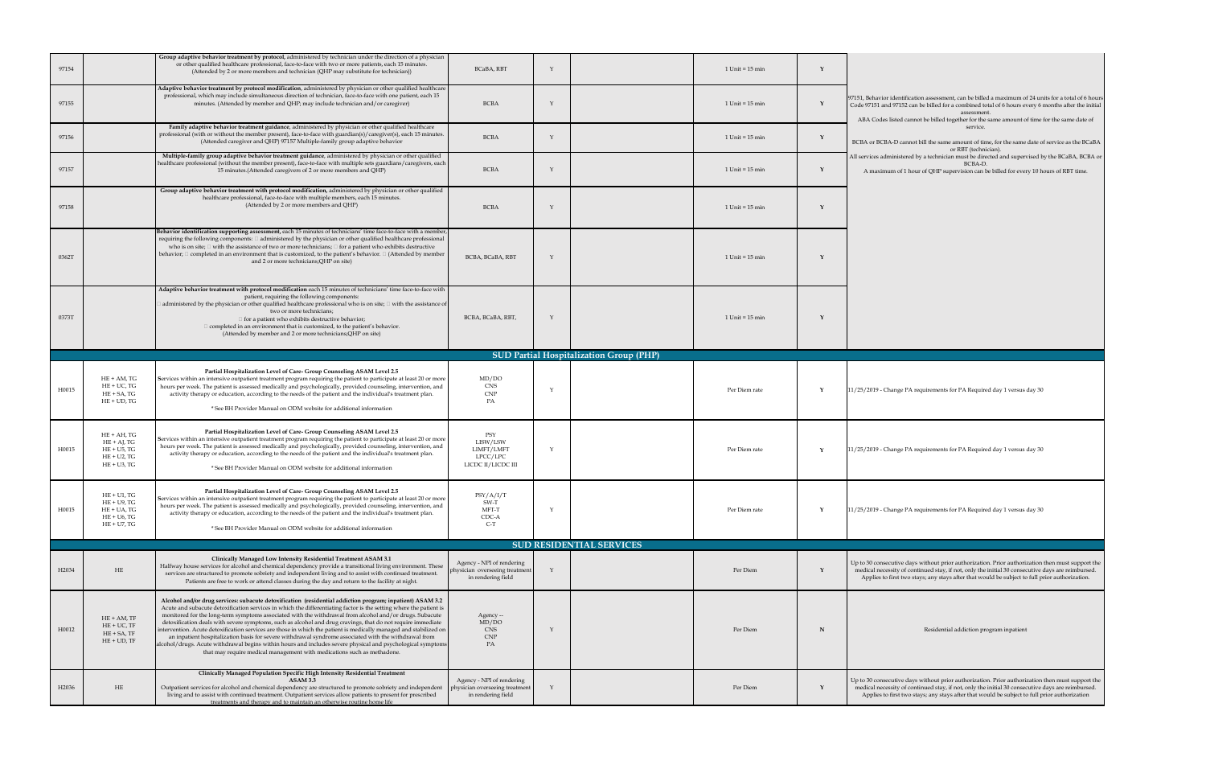| | | | | | | | | |
|---|---|---|---|---|---|---|---|---|
| 97154 | | **Group adaptive behavior treatment by protocol,** administered by technician under the direction of a physician or other qualified healthcare professional, face-to-face with two or more patients, each 15 minutes. (Attended by 2 or more members and technician (QHP may substitute for technician)) | BCaBA, RBT | Y | | 1 Unit = 15 min | Y | 97151, Behavior identification assessment, can be billed a maximum of 24 units for a total of 6 hours Code 97151 and 97152 can be billed for a combined total of 6 hours every 6 months after the initial assessment. ABA Codes listed cannot be billed together for the same amount of time for the same date of service. BCBA or BCBA-D cannot bill the same amount of time, for the same date of service as the BCaBA or RBT (technician). All services administered by a technician must be directed and supervised by the BCaBA, BCBA or BCBA-D. A maximum of 1 hour of QHP supervision can be billed for every 10 hours of RBT time. |
| 97155 | | **Adaptive behavior treatment by protocol modification**, administered by physician or other qualified healthcare professional, which may include simultaneous direction of technician, face-to-face with one patient, each 15 minutes. (Attended by member and QHP; may include technician and/or caregiver) | BCBA | Y | | 1 Unit = 15 min | Y | |
| 97156 | | **Family adaptive behavior treatment guidance**, administered by physician or other qualified healthcare professional (with or without the member present), face-to-face with guardian(s)/caregiver(s), each 15 minutes. (Attended caregiver and QHP) 97157 Multiple-family group adaptive behavior | BCBA | Y | | 1 Unit = 15 min | Y | |
| 97157 | | **Multiple-family group adaptive behavior treatment guidance**, administered by physician or other qualified healthcare professional (without the member present), face-to-face with multiple sets guardians/caregivers, each 15 minutes.(Attended caregivers of 2 or more members and QHP) | BCBA | Y | | 1 Unit = 15 min | Y | |
| 97158 | | **Group adaptive behavior treatment with protocol modification**, administered by physician or other qualified healthcare professional, face-to-face with multiple members, each 15 minutes. (Attended by 2 or more members and QHP) | BCBA | Y | | 1 Unit = 15 min | Y | |
| 0362T | | **Behavior identification supporting assessment**, each 15 minutes of technicians' time face-to-face with a member, requiring the following components:  administered by the physician or other qualified healthcare professional who is on site;  with the assistance of two or more technicians;  for a patient who exhibits destructive behavior;  completed in an environment that is customized, to the patient's behavior.  (Attended by member and 2 or more technicians;QHP on site) | BCBA, BCaBA, RBT | Y | | 1 Unit = 15 min | Y | |
| 0373T | | **Adaptive behavior treatment with protocol modification** each 15 minutes of technicians' time face-to-face with patient, requiring the following components:  administered by the physician or other qualified healthcare professional who is on site;  with the assistance of two or more technicians;  for a patient who exhibits destructive behavior;  completed in an environment that is customized, to the patient's behavior. (Attended by member and 2 or more technicians;QHP on site) | BCBA, BCaBA, RBT, | Y | | 1 Unit = 15 min | Y | |
| **SUD Partial Hospitalization Group (PHP)** | | | | | | | | |
| H0015 | HE + AM, TG<br>HE + UC, TG<br>HE + SA, TG<br>HE + UD, TG | **Partial Hospitalization Level of Care- Group Counseling ASAM Level 2.5** Services within an intensive outpatient treatment program requiring the patient to participate at least 20 or more hours per week. The patient is assessed medically and psychologically, provided counseling, intervention, and activity therapy or education, according to the needs of the patient and the individual's treatment plan. * See BH Provider Manual on ODM website for additional information | MD/DO<br>CNS<br>CNP<br>PA | Y | | Per Diem rate | Y | 11/25/2019 - Change PA requirements for PA Required day 1 versus day 30 |
| H0015 | HE + AH, TG<br>HE + AJ, TG<br>HE + U5, TG<br>HE + U2, TG<br>HE + U3, TG | **Partial Hospitalization Level of Care- Group Counseling ASAM Level 2.5** Services within an intensive outpatient treatment program requiring the patient to participate at least 20 or more hours per week. The patient is assessed medically and psychologically, provided counseling, intervention, and activity therapy or education, according to the needs of the patient and the individual's treatment plan. * See BH Provider Manual on ODM website for additional information | PSY<br>LISW/LSW<br>LIMFT/LMFT<br>LPCC/LPC<br>LICDC II/LICDC III | Y | | Per Diem rate | Y | 11/25/2019 - Change PA requirements for PA Required day 1 versus day 30 |
| H0015 | HE + U1, TG<br>HE + U9, TG<br>HE + UA, TG<br>HE + U6, TG<br>HE + U7, TG | **Partial Hospitalization Level of Care- Group Counseling ASAM Level 2.5** Services within an intensive outpatient treatment program requiring the patient to participate at least 20 or more hours per week. The patient is assessed medically and psychologically, provided counseling, intervention, and activity therapy or education, according to the needs of the patient and the individual's treatment plan. * See BH Provider Manual on ODM website for additional information | PSY/A/I/T<br>SW-T<br>MFT-T<br>CDC-A<br>C-T | Y | | Per Diem rate | Y | 11/25/2019 - Change PA requirements for PA Required day 1 versus day 30 |
| **SUD RESIDENTIAL SERVICES** | | | | | | | | |
| H2034 | HE | **Clinically Managed Low Intensity Residential Treatment ASAM 3.1** Halfway house services for alcohol and chemical dependency provide a transitional living environment. These services are structured to promote sobriety and independent living and to assist with continued treatment. Patients are free to work or attend classes during the day and return to the facility at night. | Agency - NPI of rendering physician overseeing treatment in rendering field | Y | | Per Diem | Y | Up to 30 consecutive days without prior authorization. Prior authorization then must support the medical necessity of continued stay, if not, only the initial 30 consecutive days are reimbursed. Applies to first two stays; any stays after that would be subject to full prior authorization. |
| H0012 | HE + AM, TF<br>HE + UC, TF<br>HE + SA, TF<br>HE + UD, TF | **Alcohol and/or drug services: subacute detoxification (residential addiction program; inpatient) ASAM 3.2** Acute and subacute detoxification services in which the differentiating factor is the setting where the patient is monitored for the long-term symptoms associated with the withdrawal from alcohol and/or drugs. Subacute detoxification deals with severe symptoms, such as alcohol and drug cravings, that do not require immediate intervention. Acute detoxification services are those in which the patient is medically managed and stabilized on an inpatient hospitalization basis for severe withdrawal syndrome associated with the withdrawal from alcohol/drugs. Acute withdrawal begins within hours and includes severe physical and psychological symptoms that may require medical management with medications such as methadone. | Agency --<br>MD/DO<br>CNS<br>CNP<br>PA | Y | | Per Diem | N | Residential addiction program inpatient |
| H2036 | HE | **Clinically Managed Population Specific High Intensity Residential Treatment ASAM 3.3** Outpatient services for alcohol and chemical dependency are structured to promote sobriety and independent living and to assist with continued treatment. Outpatient services allow patients to present for prescribed treatments and therapy and to maintain an otherwise routine home life | Agency - NPI of rendering physician overseeing treatment in rendering field | Y | | Per Diem | Y | Up to 30 consecutive days without prior authorization. Prior authorization then must support the medical necessity of continued stay, if not, only the initial 30 consecutive days are reimbursed. Applies to first two stays; any stays after that would be subject to full prior authorization |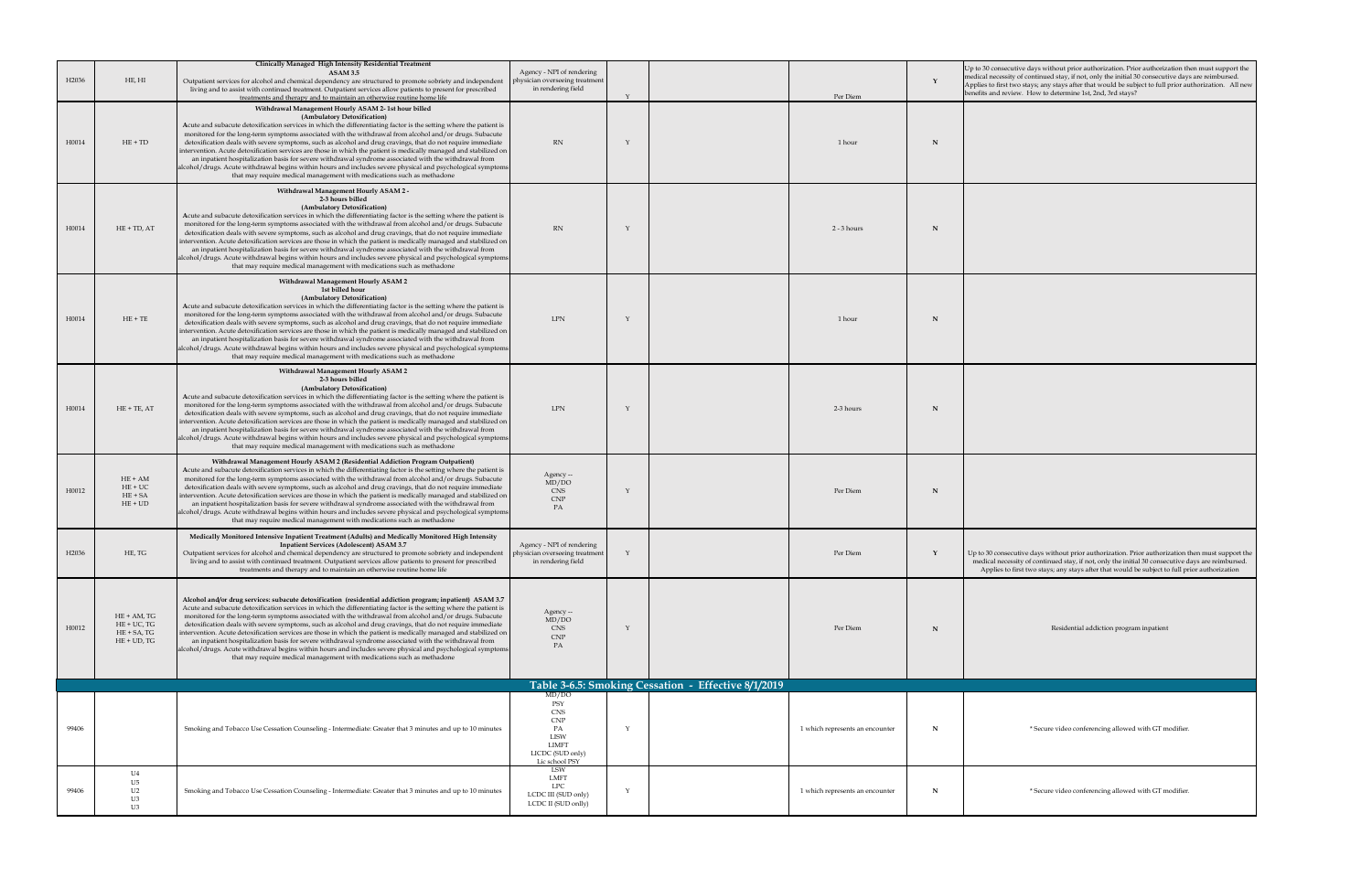| H2036 | HE, HI | **Clinically Managed High Intensity Residential Treatment ASAM 3.5** Outpatient services for alcohol and chemical dependency are structured to promote sobriety and independent living and to assist with continued treatment. Outpatient services allow patients to present for prescribed treatments and therapy and to maintain an otherwise routine home life | Agency - NPI of rendering physician overseeing treatment in rendering field | Y | | Per Diem | Y | Up to 30 consecutive days without prior authorization. Prior authorization then must support the medical necessity of continued stay, if not, only the initial 30 consecutive days are reimbursed. Applies to first two stays; any stays after that would be subject to full prior authorization. All new benefits and review. How to determine 1st, 2nd, 3rd stays? |
|---|---|---|---|---|---|---|---|---|
| H0014 | HE + TD | **Withdrawal Management Hourly ASAM 2- 1st hour billed (Ambulatory Detoxification)** Acute and subacute detoxification services in which the differentiating factor is the setting where the patient is monitored for the long-term symptoms associated with the withdrawal from alcohol and/or drugs. Subacute detoxification deals with severe symptoms, such as alcohol and drug cravings, that do not require immediate intervention. Acute detoxification services are those in which the patient is medically managed and stabilized on an inpatient hospitalization basis for severe withdrawal syndrome associated with the withdrawal from alcohol/drugs. Acute withdrawal begins within hours and includes severe physical and psychological symptoms that may require medical management with medications such as methadone | RN | Y | | 1 hour | N | |
| H0014 | HE + TD, AT | **Withdrawal Management Hourly ASAM 2 - 2-3 hours billed (Ambulatory Detoxification)** Acute and subacute detoxification services in which the differentiating factor is the setting where the patient is monitored for the long-term symptoms associated with the withdrawal from alcohol and/or drugs. Subacute detoxification deals with severe symptoms, such as alcohol and drug cravings, that do not require immediate intervention. Acute detoxification services are those in which the patient is medically managed and stabilized on an inpatient hospitalization basis for severe withdrawal syndrome associated with the withdrawal from alcohol/drugs. Acute withdrawal begins within hours and includes severe physical and psychological symptoms that may require medical management with medications such as methadone | RN | Y | | 2 - 3 hours | N | |
| H0014 | HE + TE | **Withdrawal Management Hourly ASAM 2 1st billed hour (Ambulatory Detoxification)** Acute and subacute detoxification services in which the differentiating factor is the setting where the patient is monitored for the long-term symptoms associated with the withdrawal from alcohol and/or drugs. Subacute detoxification deals with severe symptoms, such as alcohol and drug cravings, that do not require immediate intervention. Acute detoxification services are those in which the patient is medically managed and stabilized on an inpatient hospitalization basis for severe withdrawal syndrome associated with the withdrawal from alcohol/drugs. Acute withdrawal begins within hours and includes severe physical and psychological symptoms that may require medical management with medications such as methadone | LPN | Y | | 1 hour | N | |
| H0014 | HE + TE, AT | **Withdrawal Management Hourly ASAM 2 2-3 hours billed (Ambulatory Detoxification)** Acute and subacute detoxification services in which the differentiating factor is the setting where the patient is monitored for the long-term symptoms associated with the withdrawal from alcohol and/or drugs. Subacute detoxification deals with severe symptoms, such as alcohol and drug cravings, that do not require immediate intervention. Acute detoxification services are those in which the patient is medically managed and stabilized on an inpatient hospitalization basis for severe withdrawal syndrome associated with the withdrawal from alcohol/drugs. Acute withdrawal begins within hours and includes severe physical and psychological symptoms that may require medical management with medications such as methadone | LPN | Y | | 2-3 hours | N | |
| H0012 | HE + AM<br>HE + UC<br>HE + SA<br>HE + UD | **Withdrawal Management Hourly ASAM 2 (Residential Addiction Program Outpatient)** Acute and subacute detoxification services in which the differentiating factor is the setting where the patient is monitored for the long-term symptoms associated with the withdrawal from alcohol and/or drugs. Subacute detoxification deals with severe symptoms, such as alcohol and drug cravings, that do not require immediate intervention. Acute detoxification services are those in which the patient is medically managed and stabilized on an inpatient hospitalization basis for severe withdrawal syndrome associated with the withdrawal from alcohol/drugs. Acute withdrawal begins within hours and includes severe physical and psychological symptoms that may require medical management with medications such as methadone | Agency --<br>MD/DO<br>CNS<br>CNP<br>PA | Y | | Per Diem | N | |
| H2036 | HE, TG | **Medically Monitored Intensive Inpatient Treatment (Adults) and Medically Monitored High Intensity Inpatient Services (Adolescent) ASAM 3.7** Outpatient services for alcohol and chemical dependency are structured to promote sobriety and independent living and to assist with continued treatment. Outpatient services allow patients to present for prescribed treatments and therapy and to maintain an otherwise routine home life | Agency - NPI of rendering physician overseeing treatment in rendering field | Y | | Per Diem | Y | Up to 30 consecutive days without prior authorization. Prior authorization then must support the medical necessity of continued stay, if not, only the initial 30 consecutive days are reimbursed. Applies to first two stays; any stays after that would be subject to full prior authorization |
| H0012 | HE + AM, TG<br>HE + UC, TG<br>HE + SA, TG<br>HE + UD, TG | **Alcohol and/or drug services: subacute detoxification (residential addiction program; inpatient) ASAM 3.7** Acute and subacute detoxification services in which the differentiating factor is the setting where the patient is monitored for the long-term symptoms associated with the withdrawal from alcohol and/or drugs. Subacute detoxification deals with severe symptoms, such as alcohol and drug cravings, that do not require immediate intervention. Acute detoxification services are those in which the patient is medically managed and stabilized on an inpatient hospitalization basis for severe withdrawal syndrome associated with the withdrawal from alcohol/drugs. Acute withdrawal begins within hours and includes severe physical and psychological symptoms that may require medical management with medications such as methadone | Agency --<br>MD/DO<br>CNS<br>CNP<br>PA | Y | | Per Diem | N | Residential addiction program inpatient |
| **Table 3-6.5: Smoking Cessation - Effective 8/1/2019** | | | | | | | | |
| 99406 | | Smoking and Tobacco Use Cessation Counseling - Intermediate: Greater that 3 minutes and up to 10 minutes | MD/DO<br>PSY<br>CNS<br>CNP<br>PA<br>LISW<br>LIMFT<br>LICDC (SUD only)<br>Lic school PSY | Y | | 1 which represents an encounter | N | * Secure video conferencing allowed with GT modifier. |
| 99406 | U4<br>U5<br>U2<br>U3<br>U3 | Smoking and Tobacco Use Cessation Counseling - Intermediate: Greater that 3 minutes and up to 10 minutes | LSW<br>LMFT<br>LPC<br>LCDC III (SUD only)<br>LCDC II (SUD only) | Y | | 1 which represents an encounter | N | * Secure video conferencing allowed with GT modifier. |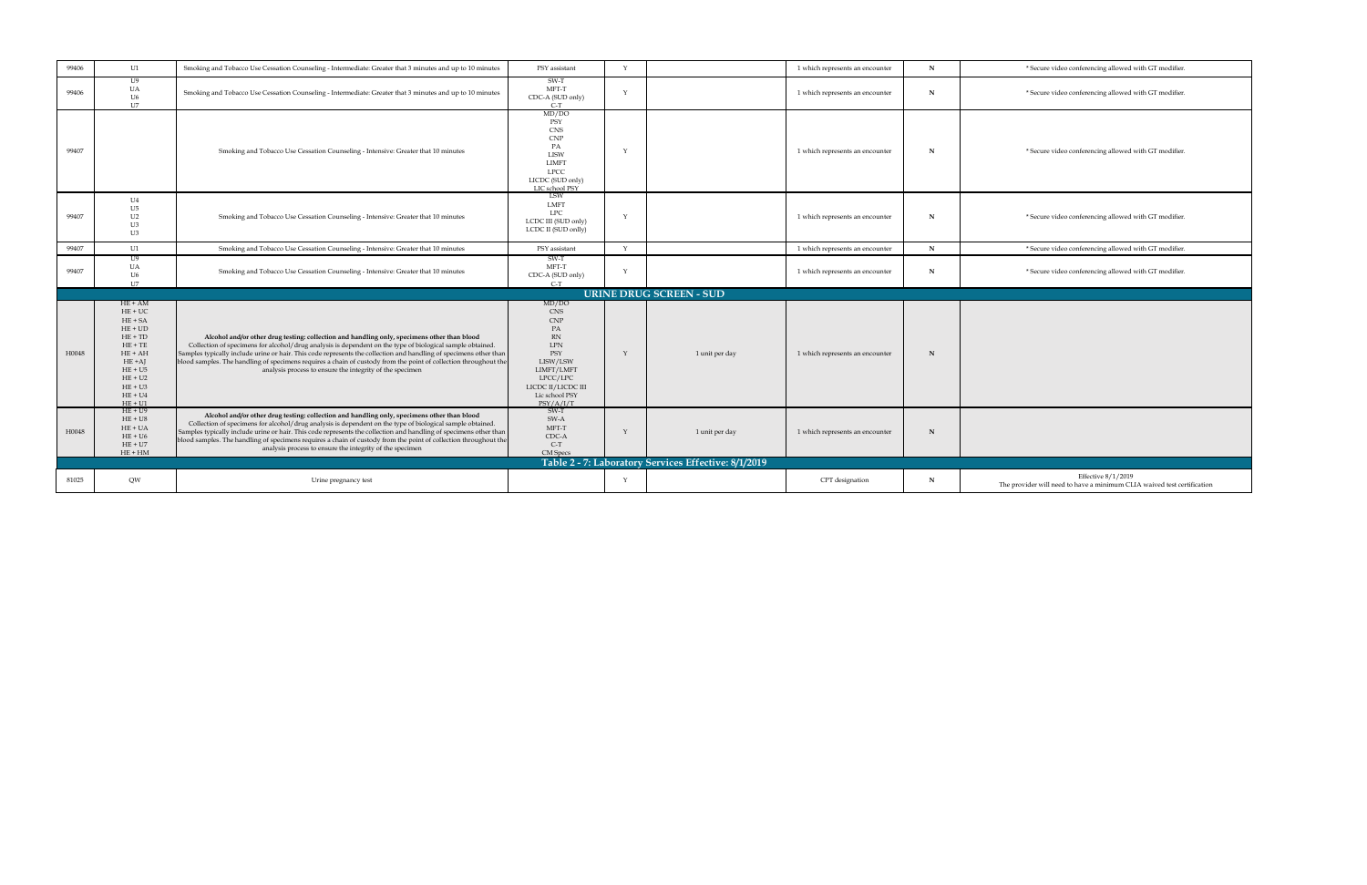| | | | | | | | | |
|---|---|---|---|---|---|---|---|---|
| 99406 | U1 | Smoking and Tobacco Use Cessation Counseling - Intermediate: Greater that 3 minutes and up to 10 minutes | PSY assistant | Y | | 1 which represents an encounter | N | * Secure video conferencing allowed with GT modifier. |
| 99406 | U9<br>UA<br>U6<br>U7 | Smoking and Tobacco Use Cessation Counseling - Intermediate: Greater that 3 minutes and up to 10 minutes | SW-T<br>MFT-T<br>CDC-A (SUD only)<br>C-T | Y | | 1 which represents an encounter | N | * Secure video conferencing allowed with GT modifier. |
| 99407 | | Smoking and Tobacco Use Cessation Counseling - Intensive: Greater that 10 minutes | MD/DO<br>PSY<br>CNS<br>CNP<br>PA<br>LISW<br>LIMFT<br>LPCC<br>LICDC (SUD only)<br>LIC school PSY | Y | | 1 which represents an encounter | N | * Secure video conferencing allowed with GT modifier. |
| 99407 | U4<br>U5<br>U2<br>U3<br>U3 | Smoking and Tobacco Use Cessation Counseling - Intensive: Greater that 10 minutes | LSW<br>LMFT<br>LPC<br>LCDC III (SUD only)<br>LCDC II (SUD onlly) | Y | | 1 which represents an encounter | N | * Secure video conferencing allowed with GT modifier. |
| 99407 | U1 | Smoking and Tobacco Use Cessation Counseling - Intensive: Greater that 10 minutes | PSY assistant | Y | | 1 which represents an encounter | N | * Secure video conferencing allowed with GT modifier. |
| 99407 | U9<br>UA<br>U6<br>U7 | Smoking and Tobacco Use Cessation Counseling - Intensive: Greater that 10 minutes | SW-T<br>MFT-T<br>CDC-A (SUD only)<br>C-T | Y | | 1 which represents an encounter | N | * Secure video conferencing allowed with GT modifier. |
| **URINE DRUG SCREEN - SUD** | | | | | | | | |
| H0048 | HE + AM<br>HE + UC<br>HE + SA<br>HE + UD<br>HE + TD<br>HE + TE<br>HE + AH<br>HE +AJ<br>HE + U5<br>HE + U2<br>HE + U3<br>HE + U4<br>HE + U1 | **Alcohol and/or other drug testing: collection and handling only, specimens other than blood**<br>Collection of specimens for alcohol/drug analysis is dependent on the type of biological sample obtained. Samples typically include urine or hair. This code represents the collection and handling of specimens other than blood samples. The handling of specimens requires a chain of custody from the point of collection throughout the analysis process to ensure the integrity of the specimen | MD/DO<br>CNS<br>CNP<br>PA<br>RN<br>LPN<br>PSY<br>LISW/LSW<br>LIMFT/LMFT<br>LPCC/LPC<br>LICDC II/LICDC III<br>Lic school PSY<br>PSY/A/I/T | Y | 1 unit per day | 1 which represents an encounter | N | |
| H0048 | HE + U9<br>HE + U8<br>HE + UA<br>HE + U6<br>HE + U7<br>HE + HM | **Alcohol and/or other drug testing: collection and handling only, specimens other than blood**<br>Collection of specimens for alcohol/drug analysis is dependent on the type of biological sample obtained. Samples typically include urine or hair. This code represents the collection and handling of specimens other than blood samples. The handling of specimens requires a chain of custody from the point of collection throughout the analysis process to ensure the integrity of the specimen | SW-T<br>SW-A<br>MFT-T<br>CDC-A<br>C-T<br>CM Specs | Y | 1 unit per day | 1 which represents an encounter | N | |
| **Table 2 - 7: Laboratory Services Effective: 8/1/2019** | | | | | | | | |
| 81025 | QW | Urine pregnancy test | | Y | | CPT designation | N | Effective 8/1/2019<br>The provider will need to have a minimum CLIA waived test certification |